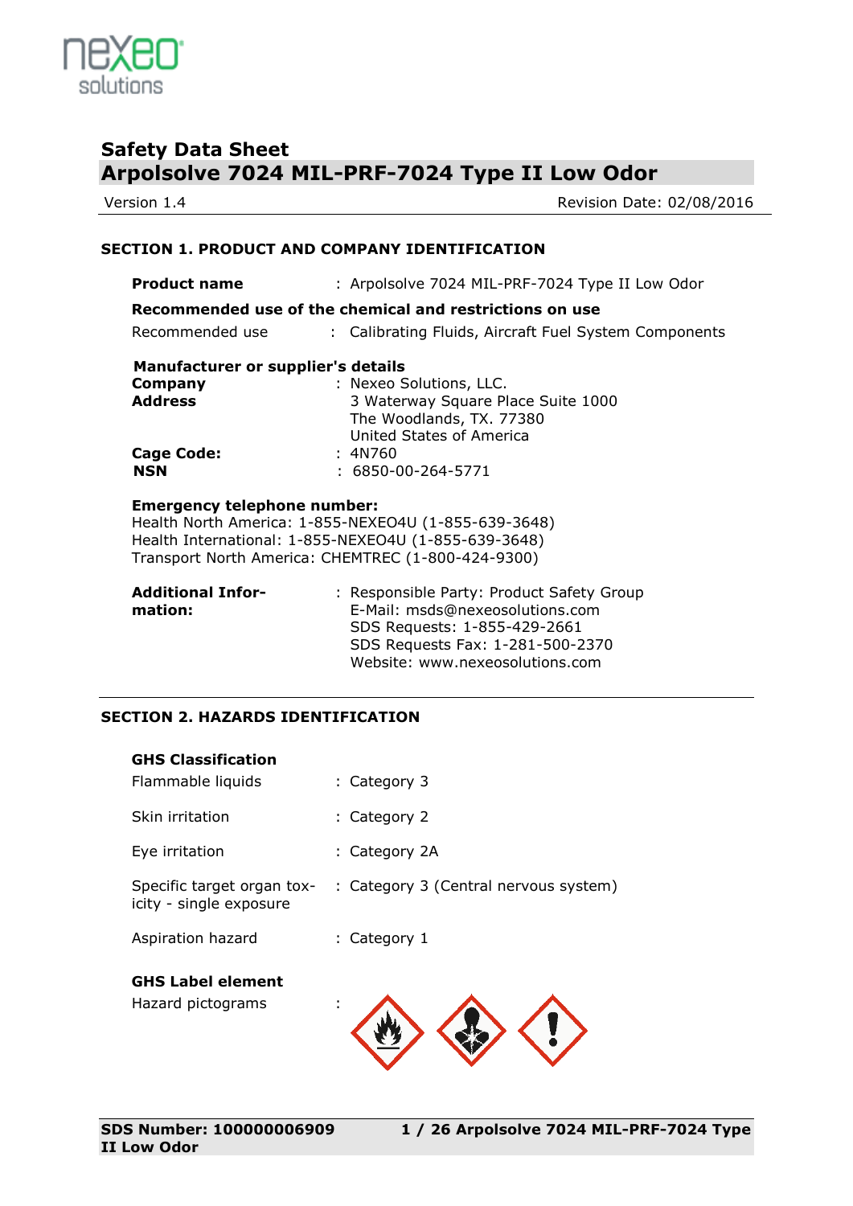# Safety Data Sheet

## Arpolsolve 7024 MIL-PRF-7024 Type II Low Odor

Version 1.4 Revision Date: 02/08/2016

### SECTION 1. PRODUCT AND COMPANY IDENTIFICATION

**Product name** : Arpolsolve 7024 MIL-PRF-7024 Type II Low Odor

**Recommended use of the chemical and restrictions on use**

Recommended use : Calibrating Fluids, Aircraft Fuel System Components

**Manufacturer or supplier's details**

**Company** : Nexeo Solutions, LLC.

**Address** : 3 Waterway Square Place Suite 1000
The Woodlands, TX. 77380
United States of America

**Cage Code:** : 4N760

**NSN** : 6850-00-264-5771

**Emergency telephone number:**
Health North America: 1-855-NEXEO4U (1-855-639-3648)
Health International: 1-855-NEXEO4U (1-855-639-3648)
Transport North America: CHEMTREC (1-800-424-9300)

**Additional Information:** : Responsible Party: Product Safety Group
E-Mail: msds@nexeosolutions.com
SDS Requests: 1-855-429-2661
SDS Requests Fax: 1-281-500-2370
Website: www.nexeosolutions.com

### SECTION 2. HAZARDS IDENTIFICATION

**GHS Classification**

Flammable liquids : Category 3

Skin irritation : Category 2

Eye irritation : Category 2A

Specific target organ toxicity - single exposure : Category 3 (Central nervous system)

Aspiration hazard : Category 1

**GHS Label element**

Hazard pictograms :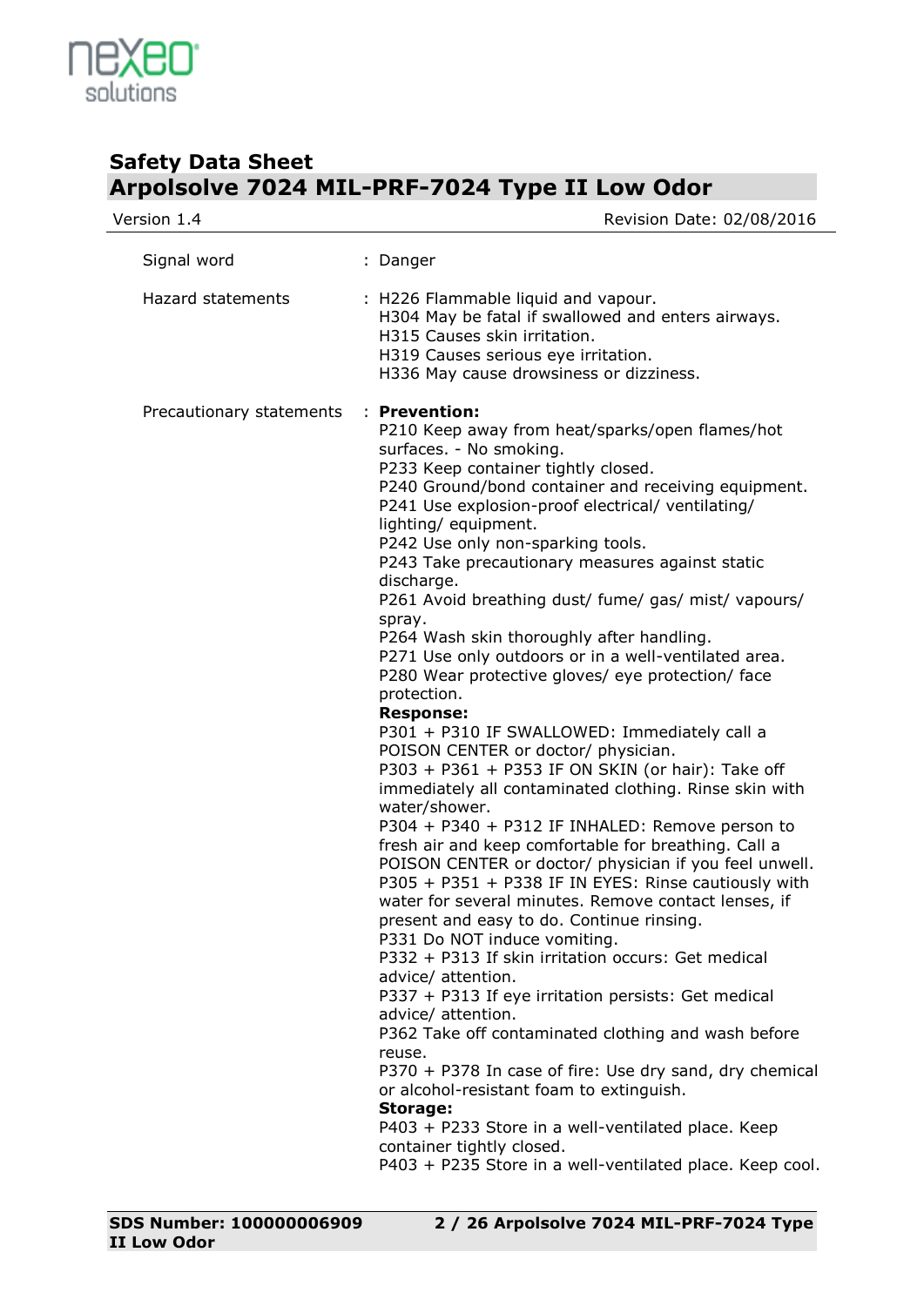| | |
|---|---|
| Signal word | : Danger |
| Hazard statements | : H226 Flammable liquid and vapour.<br>H304 May be fatal if swallowed and enters airways.<br>H315 Causes skin irritation.<br>H319 Causes serious eye irritation.<br>H336 May cause drowsiness or dizziness. |
| Precautionary statements | : **Prevention:**<br>P210 Keep away from heat/sparks/open flames/hot surfaces. - No smoking.<br>P233 Keep container tightly closed.<br>P240 Ground/bond container and receiving equipment.<br>P241 Use explosion-proof electrical/ ventilating/ lighting/ equipment.<br>P242 Use only non-sparking tools.<br>P243 Take precautionary measures against static discharge.<br>P261 Avoid breathing dust/ fume/ gas/ mist/ vapours/ spray.<br>P264 Wash skin thoroughly after handling.<br>P271 Use only outdoors or in a well-ventilated area.<br>P280 Wear protective gloves/ eye protection/ face protection.<br>**Response:**<br>P301 + P310 IF SWALLOWED: Immediately call a POISON CENTER or doctor/ physician.<br>P303 + P361 + P353 IF ON SKIN (or hair): Take off immediately all contaminated clothing. Rinse skin with water/shower.<br>P304 + P340 + P312 IF INHALED: Remove person to fresh air and keep comfortable for breathing. Call a POISON CENTER or doctor/ physician if you feel unwell.<br>P305 + P351 + P338 IF IN EYES: Rinse cautiously with water for several minutes. Remove contact lenses, if present and easy to do. Continue rinsing.<br>P331 Do NOT induce vomiting.<br>P332 + P313 If skin irritation occurs: Get medical advice/ attention.<br>P337 + P313 If eye irritation persists: Get medical advice/ attention.<br>P362 Take off contaminated clothing and wash before reuse.<br>P370 + P378 In case of fire: Use dry sand, dry chemical or alcohol-resistant foam to extinguish.<br>**Storage:**<br>P403 + P233 Store in a well-ventilated place. Keep container tightly closed.<br>P403 + P235 Store in a well-ventilated place. Keep cool. |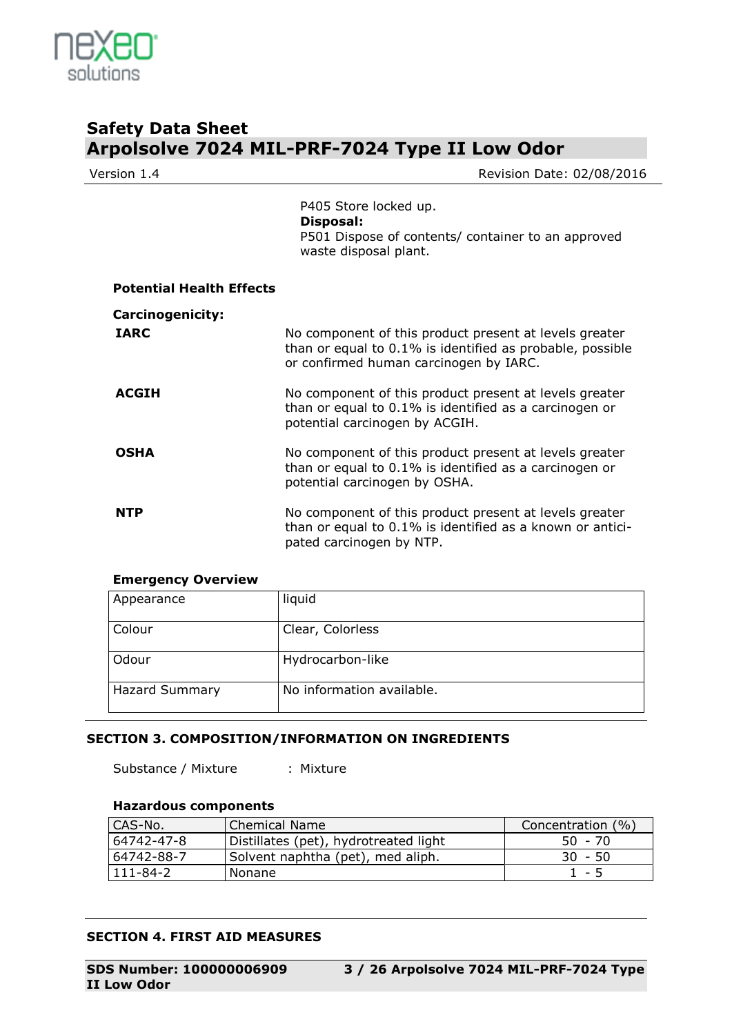P405 Store locked up.

**Disposal:**

P501 Dispose of contents/ container to an approved waste disposal plant.

**Potential Health Effects**

**Carcinogenicity:**

**IARC** No component of this product present at levels greater than or equal to 0.1% is identified as probable, possible or confirmed human carcinogen by IARC.

**ACGIH** No component of this product present at levels greater than or equal to 0.1% is identified as a carcinogen or potential carcinogen by ACGIH.

**OSHA** No component of this product present at levels greater than or equal to 0.1% is identified as a carcinogen or potential carcinogen by OSHA.

**NTP** No component of this product present at levels greater than or equal to 0.1% is identified as a known or anticipated carcinogen by NTP.

**Emergency Overview**

| | |
|---|---|
| Appearance | liquid |
| Colour | Clear, Colorless |
| Odour | Hydrocarbon-like |
| Hazard Summary | No information available. |

## SECTION 3. COMPOSITION/INFORMATION ON INGREDIENTS

Substance / Mixture : Mixture

**Hazardous components**

| CAS-No. | Chemical Name | Concentration (%) |
|---|---|---|
| 64742-47-8 | Distillates (pet), hydrotreated light | 50 - 70 |
| 64742-88-7 | Solvent naphtha (pet), med aliph. | 30 - 50 |
| 111-84-2 | Nonane | 1 - 5 |

## SECTION 4. FIRST AID MEASURES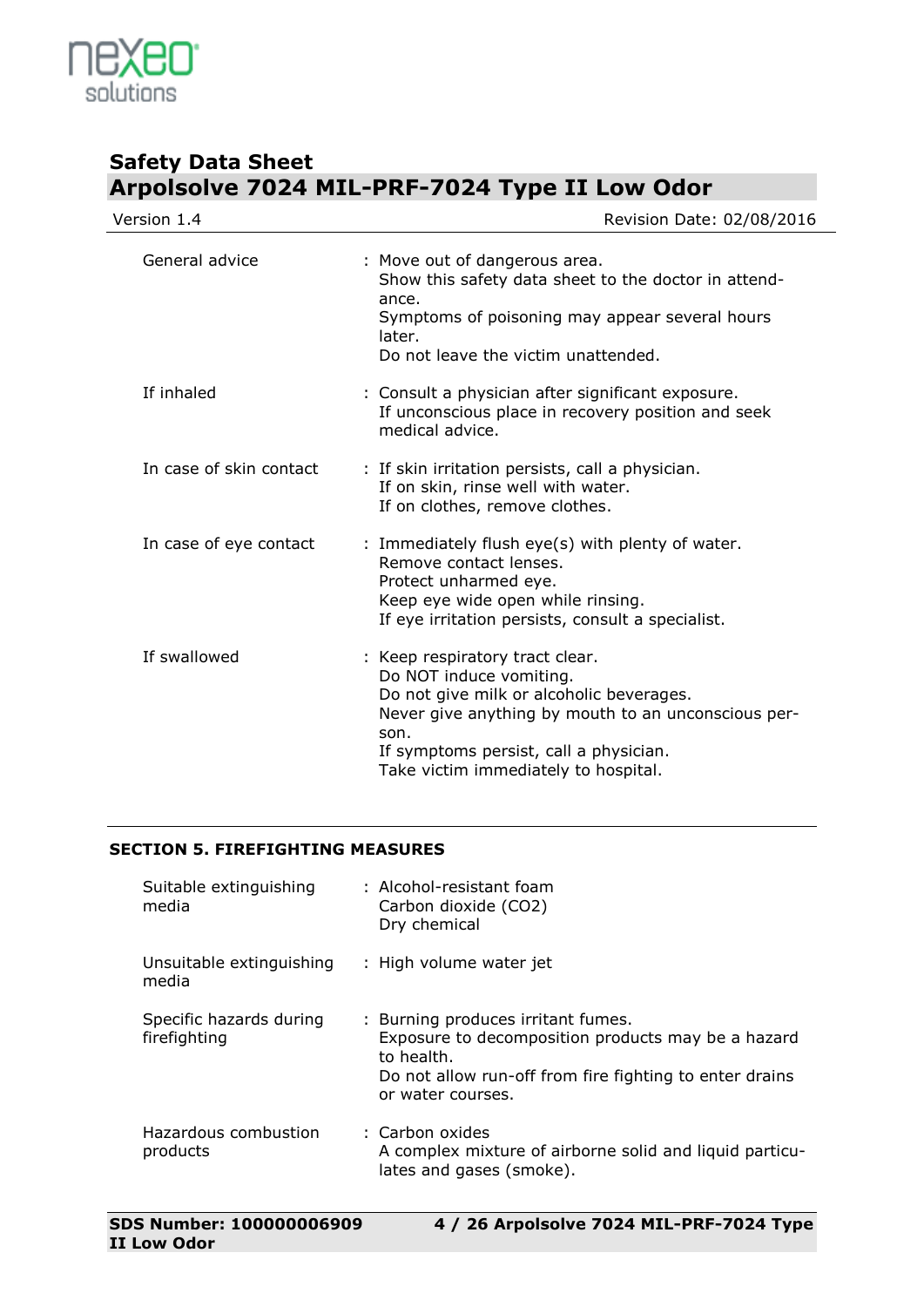| | |
|---|---|
| General advice | : Move out of dangerous area.<br>Show this safety data sheet to the doctor in attendance.<br>Symptoms of poisoning may appear several hours later.<br>Do not leave the victim unattended. |
| If inhaled | : Consult a physician after significant exposure.<br>If unconscious place in recovery position and seek medical advice. |
| In case of skin contact | : If skin irritation persists, call a physician.<br>If on skin, rinse well with water.<br>If on clothes, remove clothes. |
| In case of eye contact | : Immediately flush eye(s) with plenty of water.<br>Remove contact lenses.<br>Protect unharmed eye.<br>Keep eye wide open while rinsing.<br>If eye irritation persists, consult a specialist. |
| If swallowed | : Keep respiratory tract clear.<br>Do NOT induce vomiting.<br>Do not give milk or alcoholic beverages.<br>Never give anything by mouth to an unconscious person.<br>If symptoms persist, call a physician.<br>Take victim immediately to hospital. |

## SECTION 5. FIREFIGHTING MEASURES

| | |
|---|---|
| Suitable extinguishing media | : Alcohol-resistant foam<br>Carbon dioxide ($CO_2$)<br>Dry chemical |
| Unsuitable extinguishing media | : High volume water jet |
| Specific hazards during firefighting | : Burning produces irritant fumes.<br>Exposure to decomposition products may be a hazard to health.<br>Do not allow run-off from fire fighting to enter drains or water courses. |
| Hazardous combustion products | : Carbon oxides<br>A complex mixture of airborne solid and liquid particulates and gases (smoke). |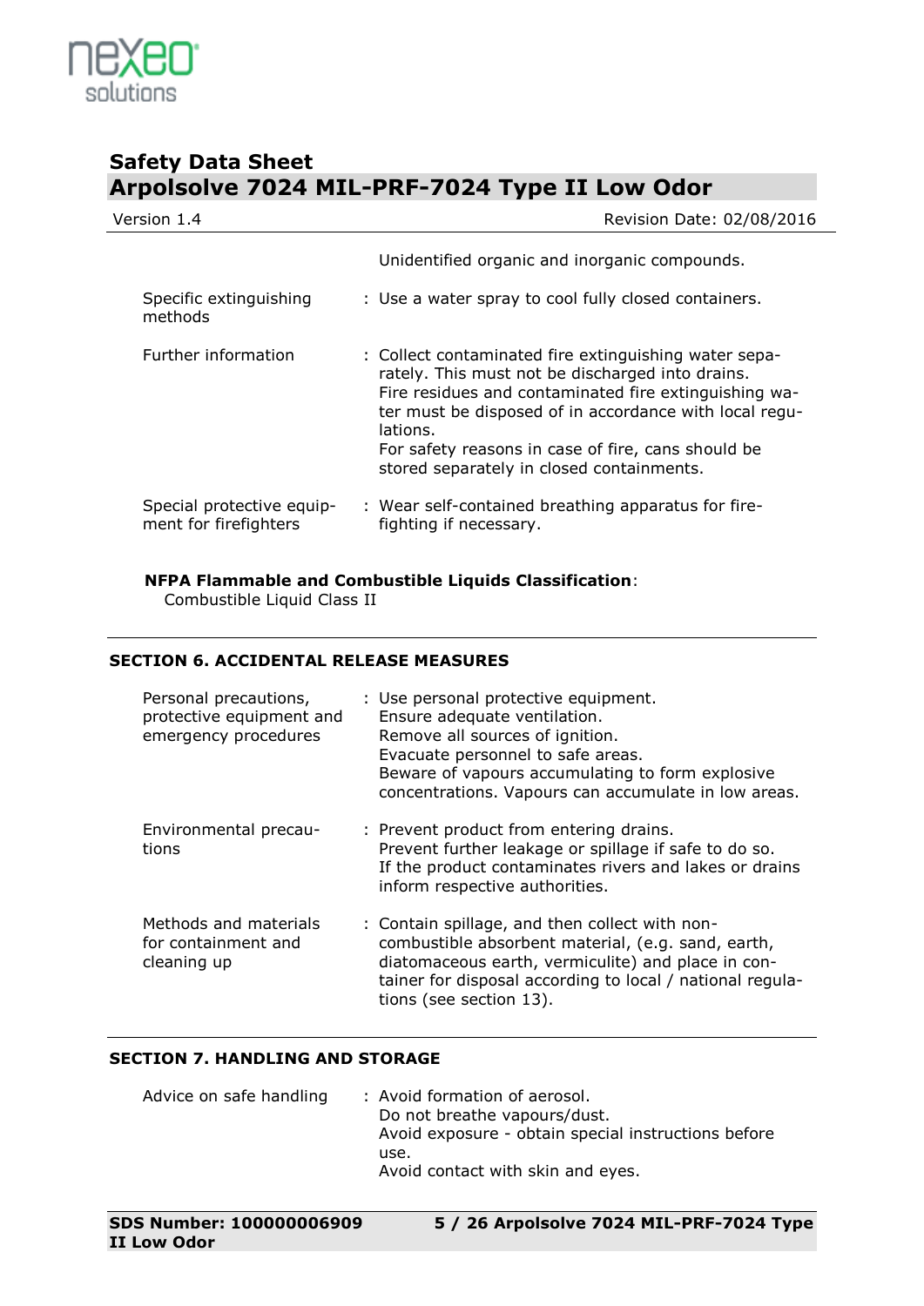| | |
|---|---|
| | Unidentified organic and inorganic compounds. |
| Specific extinguishing methods | : Use a water spray to cool fully closed containers. |
| Further information | : Collect contaminated fire extinguishing water separately. This must not be discharged into drains.<br>Fire residues and contaminated fire extinguishing water must be disposed of in accordance with local regulations.<br>For safety reasons in case of fire, cans should be stored separately in closed containments. |
| Special protective equipment for firefighters | : Wear self-contained breathing apparatus for firefighting if necessary. |

**NFPA Flammable and Combustible Liquids Classification**:
Combustible Liquid Class II

## SECTION 6. ACCIDENTAL RELEASE MEASURES

| | |
|---|---|
| Personal precautions, protective equipment and emergency procedures | : Use personal protective equipment.<br>Ensure adequate ventilation.<br>Remove all sources of ignition.<br>Evacuate personnel to safe areas.<br>Beware of vapours accumulating to form explosive concentrations. Vapours can accumulate in low areas. |
| Environmental precautions | : Prevent product from entering drains.<br>Prevent further leakage or spillage if safe to do so.<br>If the product contaminates rivers and lakes or drains inform respective authorities. |
| Methods and materials for containment and cleaning up | : Contain spillage, and then collect with non-combustible absorbent material, (e.g. sand, earth, diatomaceous earth, vermiculite) and place in container for disposal according to local / national regulations (see section 13). |

## SECTION 7. HANDLING AND STORAGE

| | |
|---|---|
| Advice on safe handling | : Avoid formation of aerosol.<br>Do not breathe vapours/dust.<br>Avoid exposure - obtain special instructions before use.<br>Avoid contact with skin and eyes. |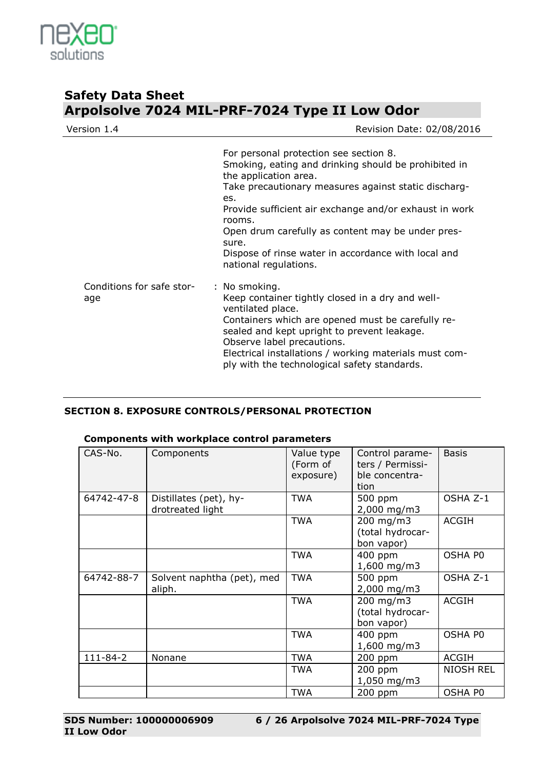For personal protection see section 8.
Smoking, eating and drinking should be prohibited in the application area.
Take precautionary measures against static discharges.
Provide sufficient air exchange and/or exhaust in work rooms.
Open drum carefully as content may be under pressure.
Dispose of rinse water in accordance with local and national regulations.

Conditions for safe storage : No smoking.
Keep container tightly closed in a dry and well-ventilated place.
Containers which are opened must be carefully resealed and kept upright to prevent leakage.
Observe label precautions.
Electrical installations / working materials must comply with the technological safety standards.

## SECTION 8. EXPOSURE CONTROLS/PERSONAL PROTECTION

### Components with workplace control parameters

| CAS-No. | Components | Value type (Form of exposure) | Control parameters / Permissible concentration | Basis |
|---|---|---|---|---|
| 64742-47-8 | Distillates (pet), hydrotreated light | TWA | 500 ppm<br>2,000 mg/m3 | OSHA Z-1 |
| | | TWA | 200 mg/m3<br>(total hydrocarbon vapor) | ACGIH |
| | | TWA | 400 ppm<br>1,600 mg/m3 | OSHA P0 |
| 64742-88-7 | Solvent naphtha (pet), med aliph. | TWA | 500 ppm<br>2,000 mg/m3 | OSHA Z-1 |
| | | TWA | 200 mg/m3<br>(total hydrocarbon vapor) | ACGIH |
| | | TWA | 400 ppm<br>1,600 mg/m3 | OSHA P0 |
| 111-84-2 | Nonane | TWA | 200 ppm | ACGIH |
| | | TWA | 200 ppm<br>1,050 mg/m3 | NIOSH REL |
| | | TWA | 200 ppm | OSHA P0 |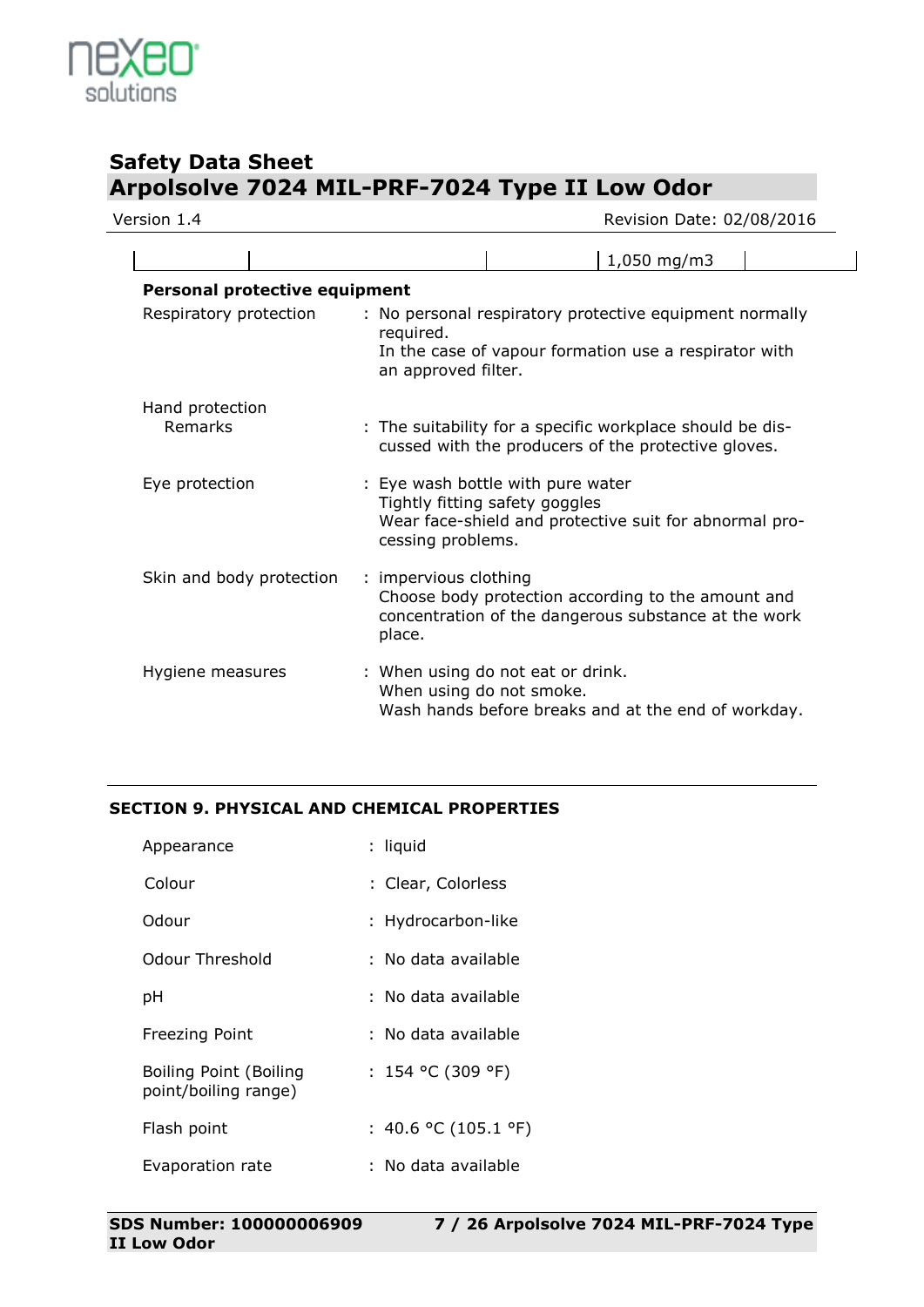| | | | 1,050 mg/m3 | |
|---|---|---|---|---|

**Personal protective equipment**

Respiratory protection : No personal respiratory protective equipment normally required.
In the case of vapour formation use a respirator with an approved filter.

Hand protection
Remarks : The suitability for a specific workplace should be discussed with the producers of the protective gloves.

Eye protection : Eye wash bottle with pure water
Tightly fitting safety goggles
Wear face-shield and protective suit for abnormal processing problems.

Skin and body protection : impervious clothing
Choose body protection according to the amount and concentration of the dangerous substance at the work place.

Hygiene measures : When using do not eat or drink.
When using do not smoke.
Wash hands before breaks and at the end of workday.

## SECTION 9. PHYSICAL AND CHEMICAL PROPERTIES

Appearance : liquid

Colour : Clear, Colorless

Odour : Hydrocarbon-like

Odour Threshold : No data available

pH : No data available

Freezing Point : No data available

Boiling Point (Boiling point/boiling range) : 154 °C (309 °F)

Flash point : 40.6 °C (105.1 °F)

Evaporation rate : No data available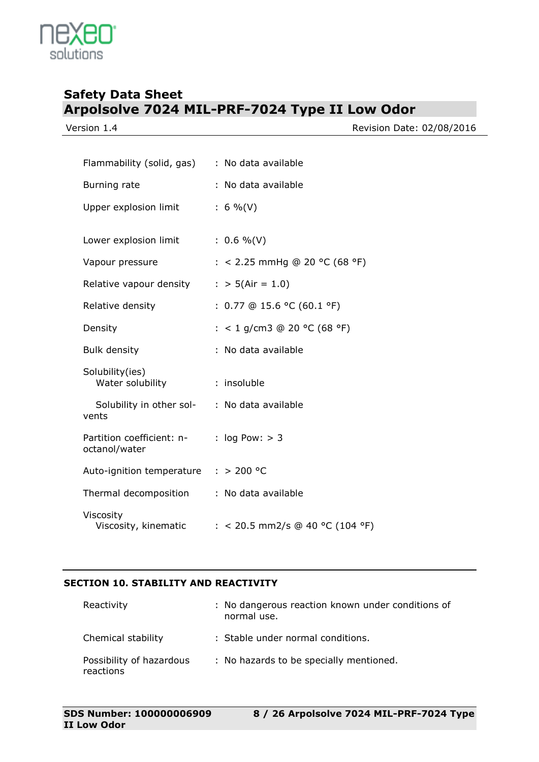| | | |
|---|---|---|
| Flammability (solid, gas) | : | No data available |
| Burning rate | : | No data available |
| Upper explosion limit | : | 6 %(V) |
| Lower explosion limit | : | 0.6 %(V) |
| Vapour pressure | : | < 2.25 mmHg @ 20 °C (68 °F) |
| Relative vapour density | : | > 5(Air = 1.0) |
| Relative density | : | 0.77 @ 15.6 °C (60.1 °F) |
| Density | : | < 1 g/cm3 @ 20 °C (68 °F) |
| Bulk density | : | No data available |
| Solubility(ies) | | |
| Water solubility | : | insoluble |
| Solubility in other solvents | : | No data available |
| Partition coefficient: n-octanol/water | : | log Pow: > 3 |
| Auto-ignition temperature | : | > 200 °C |
| Thermal decomposition | : | No data available |
| Viscosity | | |
| Viscosity, kinematic | : | < 20.5 mm2/s @ 40 °C (104 °F) |

## SECTION 10. STABILITY AND REACTIVITY

| | | |
|---|---|---|
| Reactivity | : | No dangerous reaction known under conditions of normal use. |
| Chemical stability | : | Stable under normal conditions. |
| Possibility of hazardous reactions | : | No hazards to be specially mentioned. |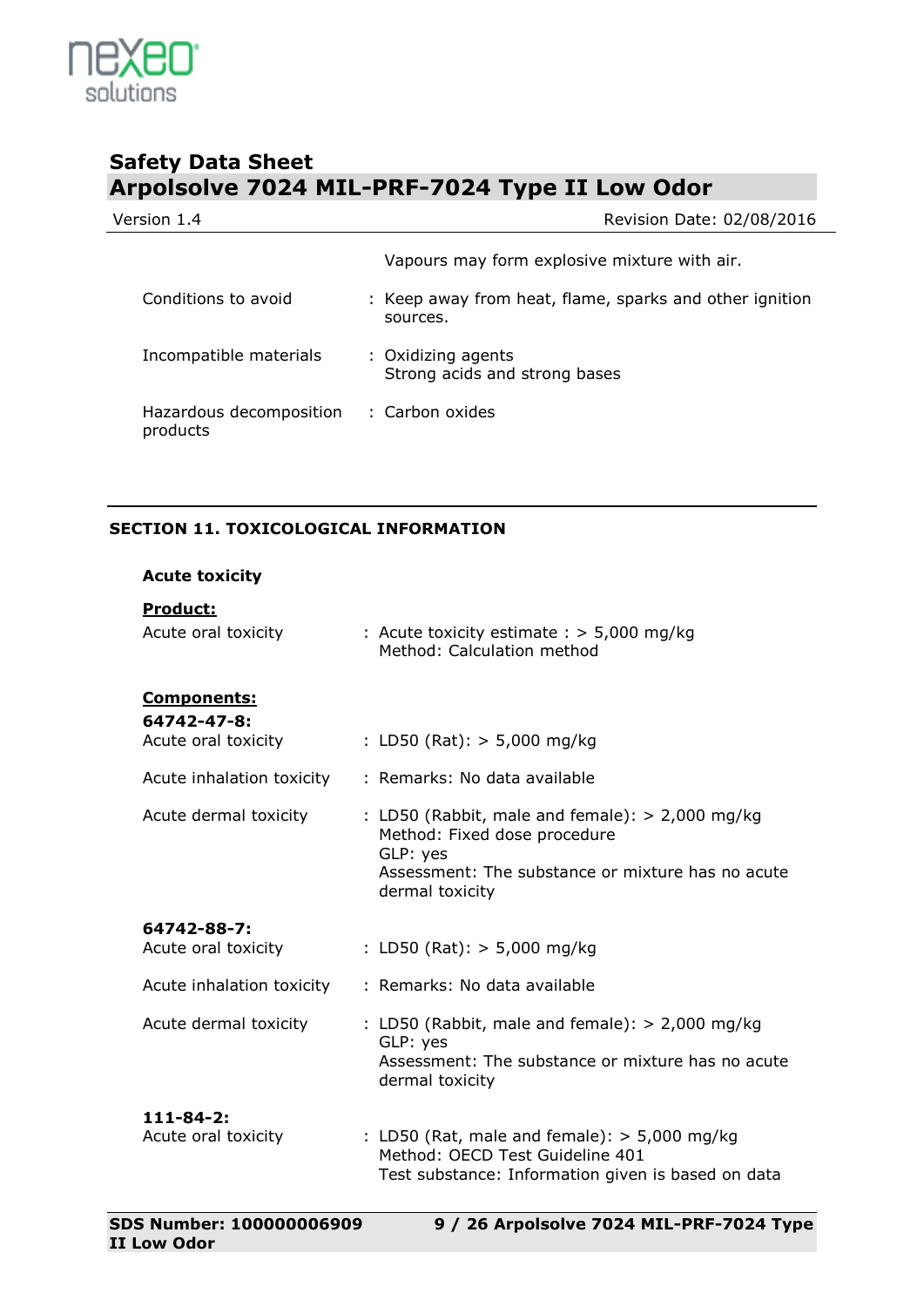Vapours may form explosive mixture with air.

Conditions to avoid : Keep away from heat, flame, sparks and other ignition sources.

Incompatible materials : Oxidizing agents
Strong acids and strong bases

Hazardous decomposition products : Carbon oxides

## SECTION 11. TOXICOLOGICAL INFORMATION

### Acute toxicity

**Product:**

Acute oral toxicity : Acute toxicity estimate : > 5,000 mg/kg
Method: Calculation method

**Components:**

**64742-47-8:**

Acute oral toxicity : LD50 (Rat): > 5,000 mg/kg

Acute inhalation toxicity : Remarks: No data available

Acute dermal toxicity : LD50 (Rabbit, male and female): > 2,000 mg/kg
Method: Fixed dose procedure
GLP: yes
Assessment: The substance or mixture has no acute dermal toxicity

**64742-88-7:**

Acute oral toxicity : LD50 (Rat): > 5,000 mg/kg

Acute inhalation toxicity : Remarks: No data available

Acute dermal toxicity : LD50 (Rabbit, male and female): > 2,000 mg/kg
GLP: yes
Assessment: The substance or mixture has no acute dermal toxicity

**111-84-2:**

Acute oral toxicity : LD50 (Rat, male and female): > 5,000 mg/kg
Method: OECD Test Guideline 401
Test substance: Information given is based on data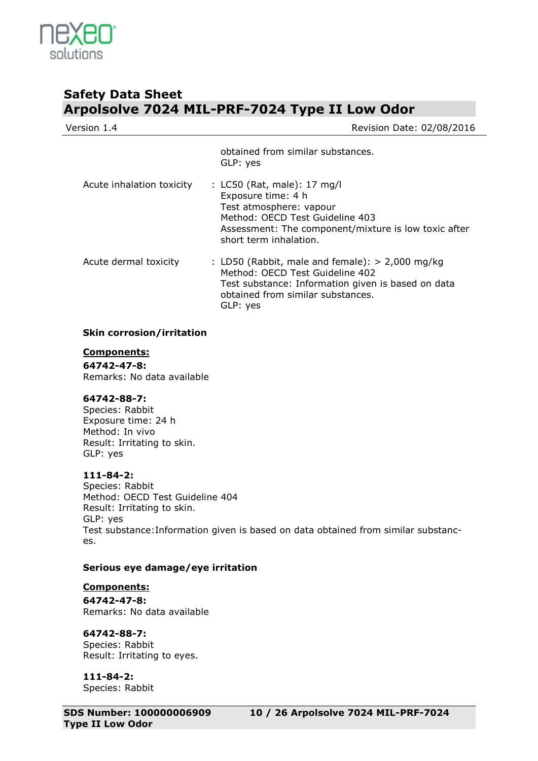obtained from similar substances.
GLP: yes

Acute inhalation toxicity : LC50 (Rat, male): 17 mg/l
Exposure time: 4 h
Test atmosphere: vapour
Method: OECD Test Guideline 403
Assessment: The component/mixture is low toxic after short term inhalation.

Acute dermal toxicity : LD50 (Rabbit, male and female): > 2,000 mg/kg
Method: OECD Test Guideline 402
Test substance: Information given is based on data obtained from similar substances.
GLP: yes

**Skin corrosion/irritation**

**Components:**

**64742-47-8:**
Remarks: No data available

**64742-88-7:**
Species: Rabbit
Exposure time: 24 h
Method: In vivo
Result: Irritating to skin.
GLP: yes

**111-84-2:**
Species: Rabbit
Method: OECD Test Guideline 404
Result: Irritating to skin.
GLP: yes
Test substance:Information given is based on data obtained from similar substances.

**Serious eye damage/eye irritation**

**Components:**

**64742-47-8:**
Remarks: No data available

**64742-88-7:**
Species: Rabbit
Result: Irritating to eyes.

**111-84-2:**
Species: Rabbit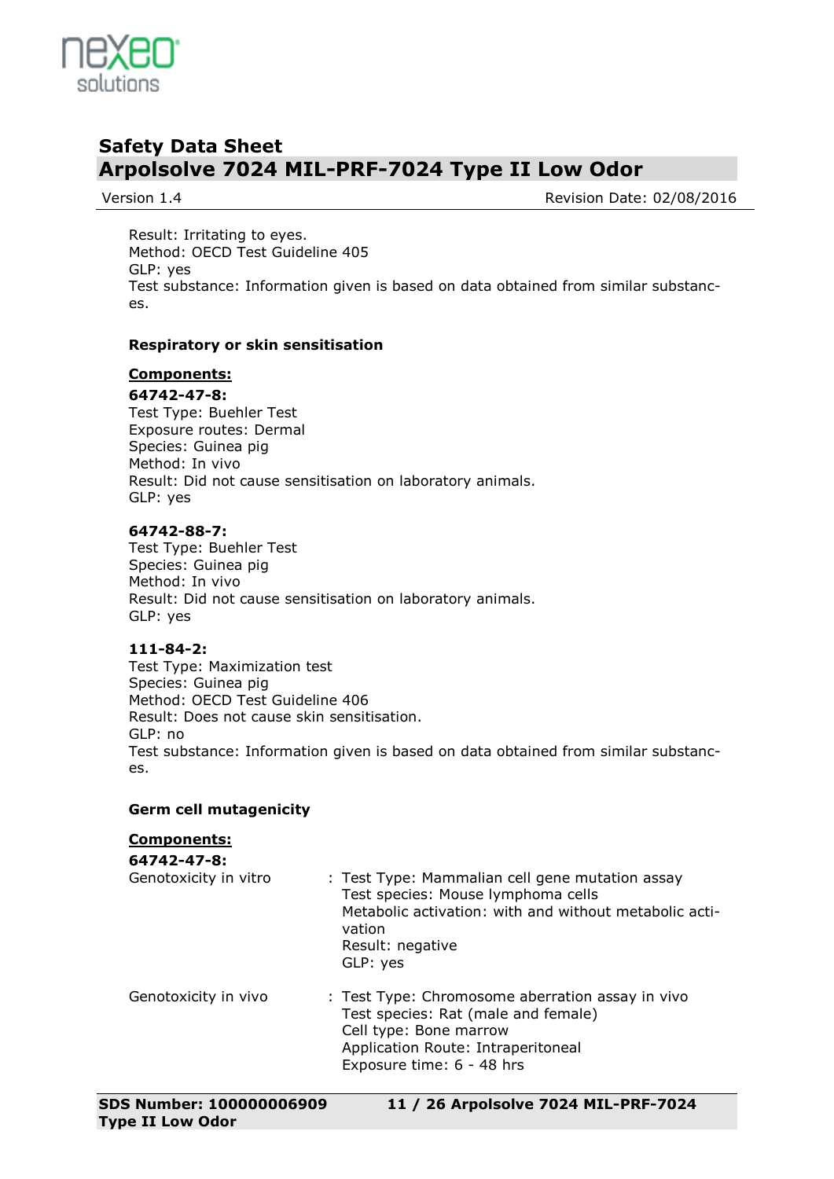Result: Irritating to eyes.
Method: OECD Test Guideline 405
GLP: yes
Test substance: Information given is based on data obtained from similar substances.

**Respiratory or skin sensitisation**

**Components:**

**64742-47-8:**
Test Type: Buehler Test
Exposure routes: Dermal
Species: Guinea pig
Method: In vivo
Result: Did not cause sensitisation on laboratory animals.
GLP: yes

**64742-88-7:**
Test Type: Buehler Test
Species: Guinea pig
Method: In vivo
Result: Did not cause sensitisation on laboratory animals.
GLP: yes

**111-84-2:**
Test Type: Maximization test
Species: Guinea pig
Method: OECD Test Guideline 406
Result: Does not cause skin sensitisation.
GLP: no
Test substance: Information given is based on data obtained from similar substances.

**Germ cell mutagenicity**

**Components:**

**64742-47-8:**

Genotoxicity in vitro : Test Type: Mammalian cell gene mutation assay
Test species: Mouse lymphoma cells
Metabolic activation: with and without metabolic activation
Result: negative
GLP: yes

Genotoxicity in vivo : Test Type: Chromosome aberration assay in vivo
Test species: Rat (male and female)
Cell type: Bone marrow
Application Route: Intraperitoneal
Exposure time: 6 - 48 hrs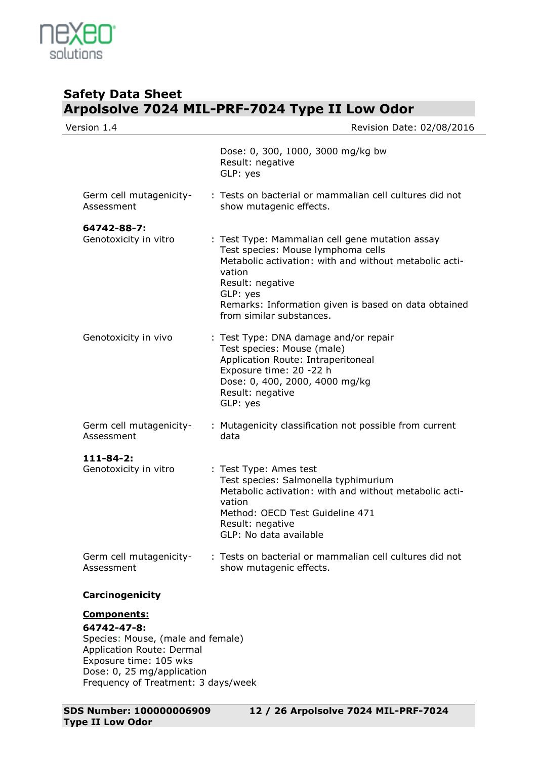Dose: 0, 300, 1000, 3000 mg/kg bw
Result: negative
GLP: yes

| | | |
|---|---|---|
| Germ cell mutagenicity-Assessment | : | Tests on bacterial or mammalian cell cultures did not show mutagenic effects. |

**64742-88-7:**

| | | |
|---|---|---|
| Genotoxicity in vitro | : | Test Type: Mammalian cell gene mutation assay<br>Test species: Mouse lymphoma cells<br>Metabolic activation: with and without metabolic activation<br>Result: negative<br>GLP: yes<br>Remarks: Information given is based on data obtained from similar substances. |
| Genotoxicity in vivo | : | Test Type: DNA damage and/or repair<br>Test species: Mouse (male)<br>Application Route: Intraperitoneal<br>Exposure time: 20 -22 h<br>Dose: 0, 400, 2000, 4000 mg/kg<br>Result: negative<br>GLP: yes |
| Germ cell mutagenicity-Assessment | : | Mutagenicity classification not possible from current data |

**111-84-2:**

| | | |
|---|---|---|
| Genotoxicity in vitro | : | Test Type: Ames test<br>Test species: Salmonella typhimurium<br>Metabolic activation: with and without metabolic activation<br>Method: OECD Test Guideline 471<br>Result: negative<br>GLP: No data available |
| Germ cell mutagenicity-Assessment | : | Tests on bacterial or mammalian cell cultures did not show mutagenic effects. |

**Carcinogenicity**

**Components:**

**64742-47-8:**
Species: Mouse, (male and female)
Application Route: Dermal
Exposure time: 105 wks
Dose: 0, 25 mg/application
Frequency of Treatment: 3 days/week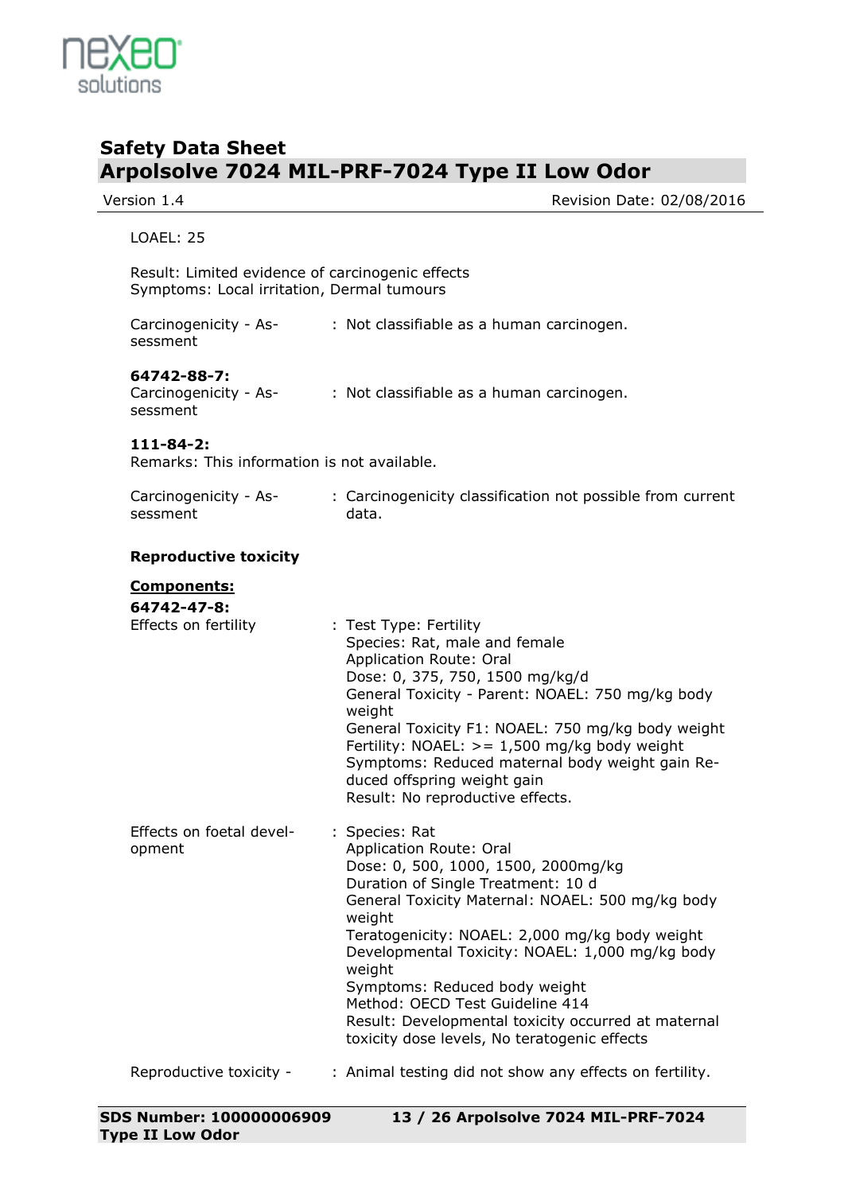LOAEL: 25

Result: Limited evidence of carcinogenic effects
Symptoms: Local irritation, Dermal tumours

Carcinogenicity - Assessment : Not classifiable as a human carcinogen.

**64742-88-7:**
Carcinogenicity - Assessment : Not classifiable as a human carcinogen.

**111-84-2:**
Remarks: This information is not available.

Carcinogenicity - Assessment : Carcinogenicity classification not possible from current data.

**Reproductive toxicity**

**Components:**

**64742-47-8:**

Effects on fertility : Test Type: Fertility
Species: Rat, male and female
Application Route: Oral
Dose: 0, 375, 750, 1500 mg/kg/d
General Toxicity - Parent: NOAEL: 750 mg/kg body weight
General Toxicity F1: NOAEL: 750 mg/kg body weight
Fertility: NOAEL: >= 1,500 mg/kg body weight
Symptoms: Reduced maternal body weight gain Reduced offspring weight gain
Result: No reproductive effects.

Effects on foetal development : Species: Rat
Application Route: Oral
Dose: 0, 500, 1000, 1500, 2000mg/kg
Duration of Single Treatment: 10 d
General Toxicity Maternal: NOAEL: 500 mg/kg body weight
Teratogenicity: NOAEL: 2,000 mg/kg body weight
Developmental Toxicity: NOAEL: 1,000 mg/kg body weight
Symptoms: Reduced body weight
Method: OECD Test Guideline 414
Result: Developmental toxicity occurred at maternal toxicity dose levels, No teratogenic effects

Reproductive toxicity - : Animal testing did not show any effects on fertility.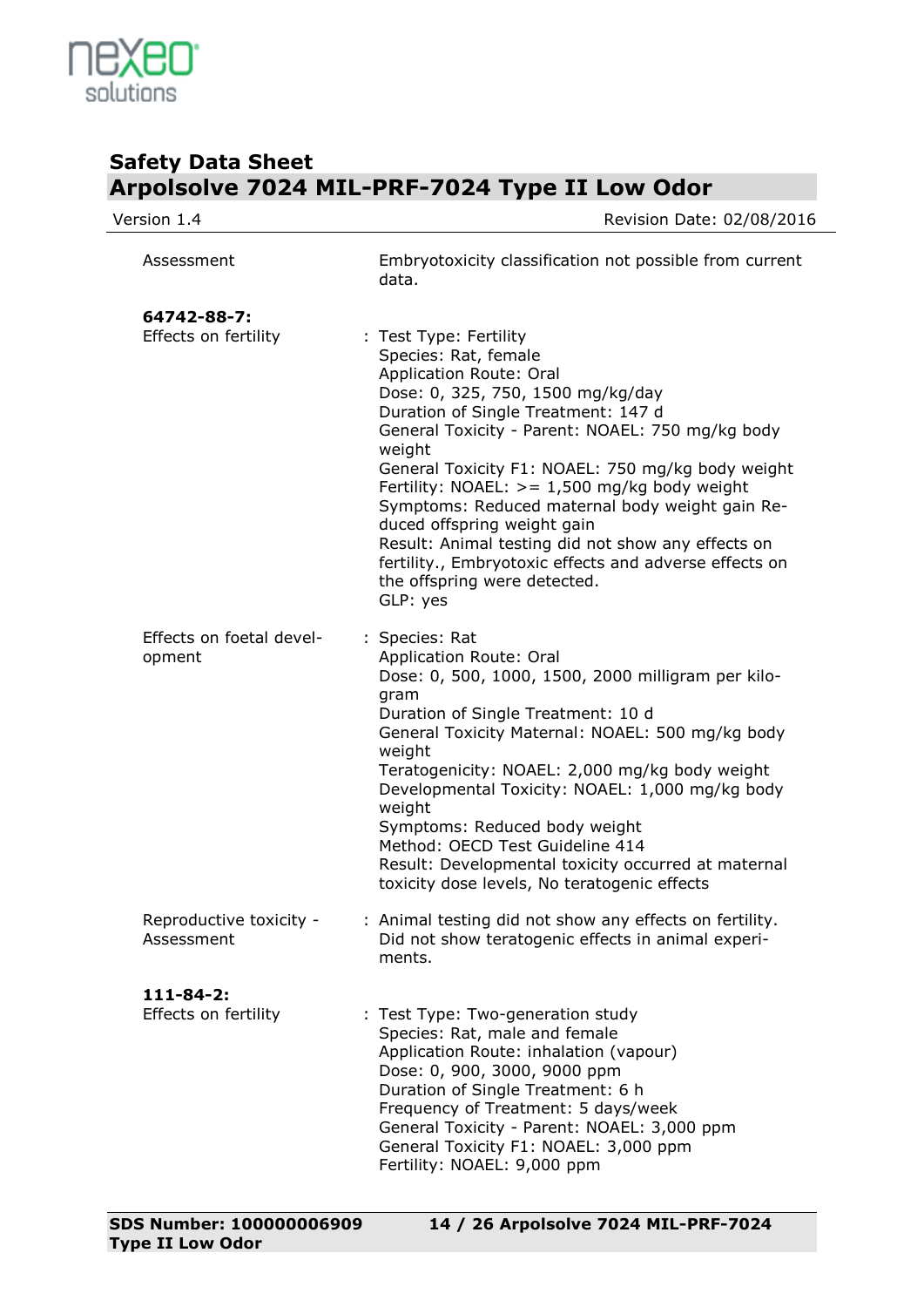| | |
|---|---|
| Assessment | Embryotoxicity classification not possible from current data. |

**64742-88-7:**

| | |
|---|---|
| Effects on fertility | : Test Type: Fertility<br>Species: Rat, female<br>Application Route: Oral<br>Dose: 0, 325, 750, 1500 mg/kg/day<br>Duration of Single Treatment: 147 d<br>General Toxicity - Parent: NOAEL: 750 mg/kg body weight<br>General Toxicity F1: NOAEL: 750 mg/kg body weight<br>Fertility: NOAEL: >= 1,500 mg/kg body weight<br>Symptoms: Reduced maternal body weight gain Reduced offspring weight gain<br>Result: Animal testing did not show any effects on fertility., Embryotoxic effects and adverse effects on the offspring were detected.<br>GLP: yes |
| Effects on foetal development | : Species: Rat<br>Application Route: Oral<br>Dose: 0, 500, 1000, 1500, 2000 milligram per kilogram<br>Duration of Single Treatment: 10 d<br>General Toxicity Maternal: NOAEL: 500 mg/kg body weight<br>Teratogenicity: NOAEL: 2,000 mg/kg body weight<br>Developmental Toxicity: NOAEL: 1,000 mg/kg body weight<br>Symptoms: Reduced body weight<br>Method: OECD Test Guideline 414<br>Result: Developmental toxicity occurred at maternal toxicity dose levels, No teratogenic effects |
| Reproductive toxicity - Assessment | : Animal testing did not show any effects on fertility. Did not show teratogenic effects in animal experiments. |

**111-84-2:**

| | |
|---|---|
| Effects on fertility | : Test Type: Two-generation study<br>Species: Rat, male and female<br>Application Route: inhalation (vapour)<br>Dose: 0, 900, 3000, 9000 ppm<br>Duration of Single Treatment: 6 h<br>Frequency of Treatment: 5 days/week<br>General Toxicity - Parent: NOAEL: 3,000 ppm<br>General Toxicity F1: NOAEL: 3,000 ppm<br>Fertility: NOAEL: 9,000 ppm |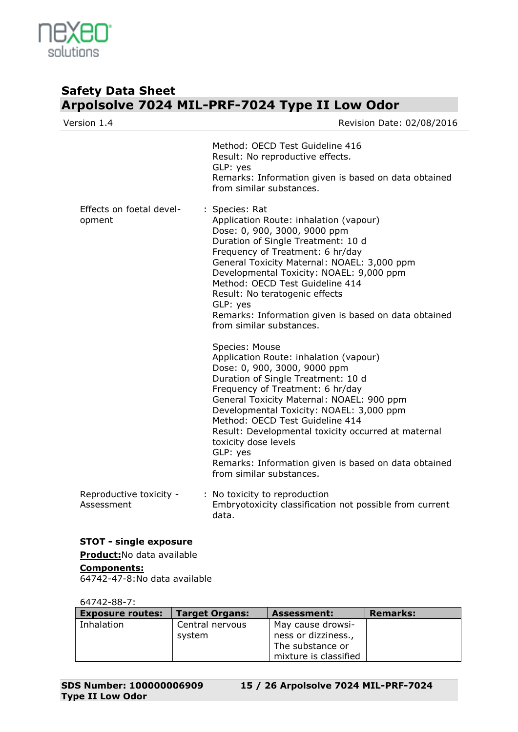Method: OECD Test Guideline 416
Result: No reproductive effects.
GLP: yes
Remarks: Information given is based on data obtained from similar substances.

Effects on foetal development : Species: Rat
Application Route: inhalation (vapour)
Dose: 0, 900, 3000, 9000 ppm
Duration of Single Treatment: 10 d
Frequency of Treatment: 6 hr/day
General Toxicity Maternal: NOAEL: 3,000 ppm
Developmental Toxicity: NOAEL: 9,000 ppm
Method: OECD Test Guideline 414
Result: No teratogenic effects
GLP: yes
Remarks: Information given is based on data obtained from similar substances.

Species: Mouse
Application Route: inhalation (vapour)
Dose: 0, 900, 3000, 9000 ppm
Duration of Single Treatment: 10 d
Frequency of Treatment: 6 hr/day
General Toxicity Maternal: NOAEL: 900 ppm
Developmental Toxicity: NOAEL: 3,000 ppm
Method: OECD Test Guideline 414
Result: Developmental toxicity occurred at maternal toxicity dose levels
GLP: yes
Remarks: Information given is based on data obtained from similar substances.

Reproductive toxicity - Assessment : No toxicity to reproduction
Embryotoxicity classification not possible from current data.

**STOT - single exposure**

**Product:** No data available

**Components:**

64742-47-8: No data available

64742-88-7:

| Exposure routes: | Target Organs: | Assessment: | Remarks: |
|---|---|---|---|
| Inhalation | Central nervous system | May cause drowsiness or dizziness., The substance or mixture is classified | |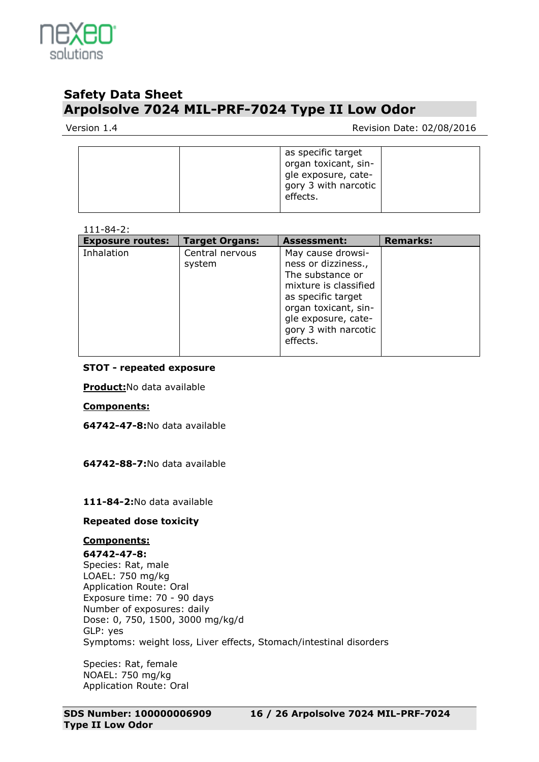| | | as specific target organ toxicant, single exposure, category 3 with narcotic effects. | |
|---|---|---|---|

111-84-2:

| Exposure routes: | Target Organs: | Assessment: | Remarks: |
|---|---|---|---|
| Inhalation | Central nervous system | May cause drowsiness or dizziness., The substance or mixture is classified as specific target organ toxicant, single exposure, category 3 with narcotic effects. | |

**STOT - repeated exposure**

**Product:** No data available

**Components:**

**64742-47-8:** No data available

**64742-88-7:** No data available

**111-84-2:** No data available

**Repeated dose toxicity**

**Components:**

**64742-47-8:**
Species: Rat, male
LOAEL: 750 mg/kg
Application Route: Oral
Exposure time: 70 - 90 days
Number of exposures: daily
Dose: 0, 750, 1500, 3000 mg/kg/d
GLP: yes
Symptoms: weight loss, Liver effects, Stomach/intestinal disorders

Species: Rat, female
NOAEL: 750 mg/kg
Application Route: Oral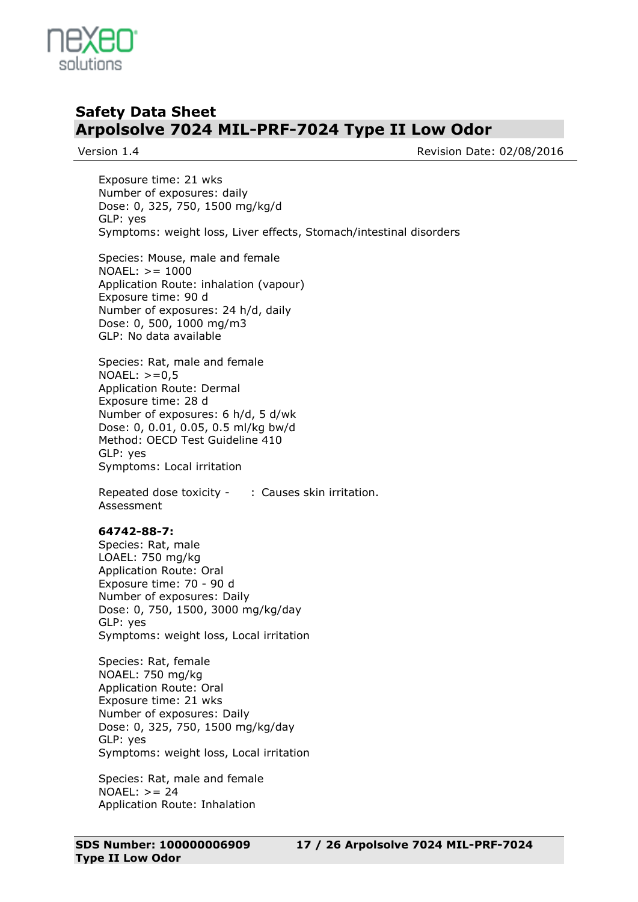Exposure time: 21 wks
Number of exposures: daily
Dose: 0, 325, 750, 1500 mg/kg/d
GLP: yes
Symptoms: weight loss, Liver effects, Stomach/intestinal disorders

Species: Mouse, male and female
NOAEL: >= 1000
Application Route: inhalation (vapour)
Exposure time: 90 d
Number of exposures: 24 h/d, daily
Dose: 0, 500, 1000 mg/m3
GLP: No data available

Species: Rat, male and female
NOAEL: >=0,5
Application Route: Dermal
Exposure time: 28 d
Number of exposures: 6 h/d, 5 d/wk
Dose: 0, 0.01, 0.05, 0.5 ml/kg bw/d
Method: OECD Test Guideline 410
GLP: yes
Symptoms: Local irritation

Repeated dose toxicity - Assessment : Causes skin irritation.

**64742-88-7:**
Species: Rat, male
LOAEL: 750 mg/kg
Application Route: Oral
Exposure time: 70 - 90 d
Number of exposures: Daily
Dose: 0, 750, 1500, 3000 mg/kg/day
GLP: yes
Symptoms: weight loss, Local irritation

Species: Rat, female
NOAEL: 750 mg/kg
Application Route: Oral
Exposure time: 21 wks
Number of exposures: Daily
Dose: 0, 325, 750, 1500 mg/kg/day
GLP: yes
Symptoms: weight loss, Local irritation

Species: Rat, male and female
NOAEL: >= 24
Application Route: Inhalation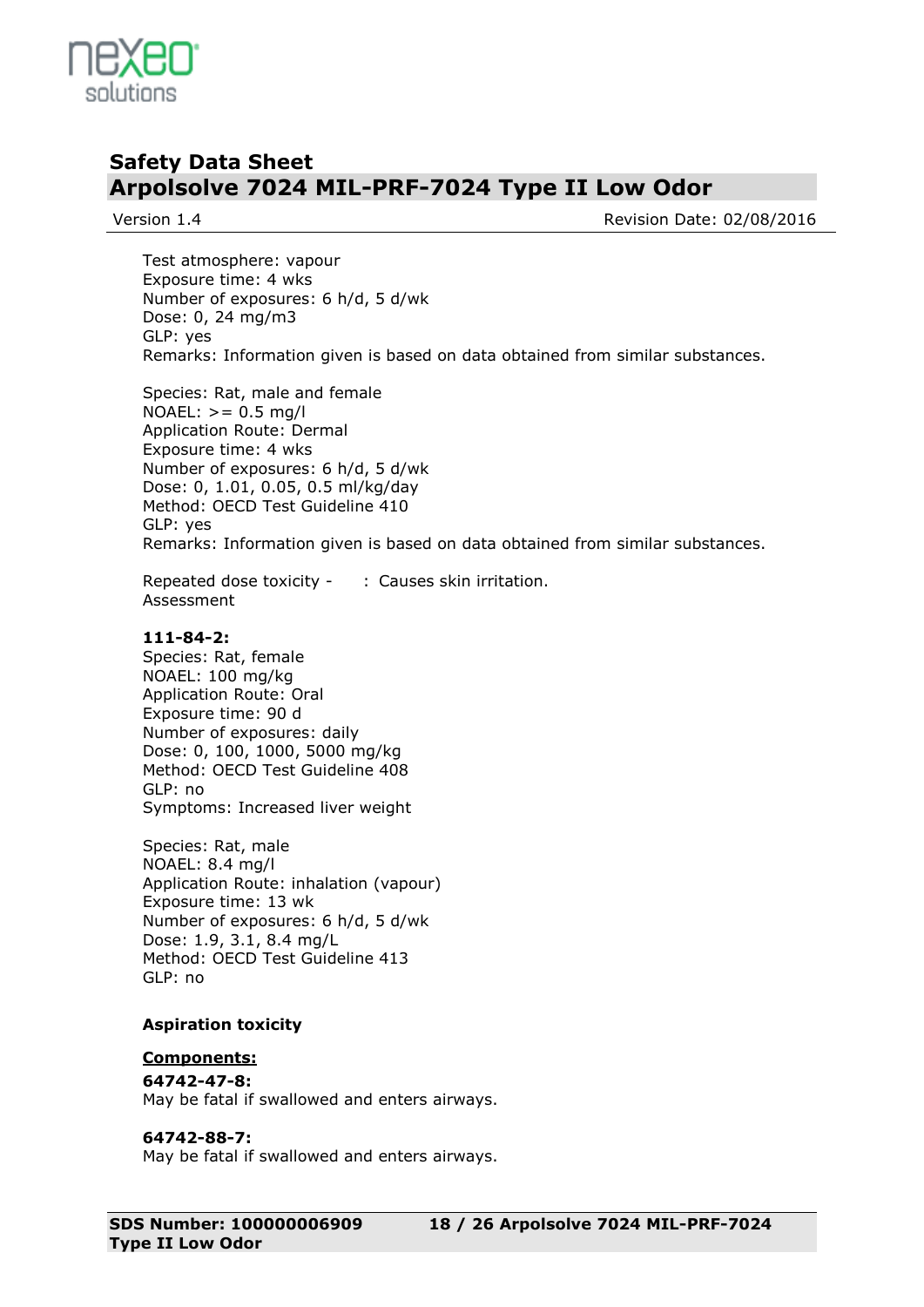Test atmosphere: vapour
Exposure time: 4 wks
Number of exposures: 6 h/d, 5 d/wk
Dose: 0, 24 mg/m3
GLP: yes
Remarks: Information given is based on data obtained from similar substances.

Species: Rat, male and female
NOAEL: >= 0.5 mg/l
Application Route: Dermal
Exposure time: 4 wks
Number of exposures: 6 h/d, 5 d/wk
Dose: 0, 1.01, 0.05, 0.5 ml/kg/day
Method: OECD Test Guideline 410
GLP: yes
Remarks: Information given is based on data obtained from similar substances.

Repeated dose toxicity - Assessment : Causes skin irritation.

**111-84-2:**
Species: Rat, female
NOAEL: 100 mg/kg
Application Route: Oral
Exposure time: 90 d
Number of exposures: daily
Dose: 0, 100, 1000, 5000 mg/kg
Method: OECD Test Guideline 408
GLP: no
Symptoms: Increased liver weight

Species: Rat, male
NOAEL: 8.4 mg/l
Application Route: inhalation (vapour)
Exposure time: 13 wk
Number of exposures: 6 h/d, 5 d/wk
Dose: 1.9, 3.1, 8.4 mg/L
Method: OECD Test Guideline 413
GLP: no

**Aspiration toxicity**

**Components:**

**64742-47-8:**
May be fatal if swallowed and enters airways.

**64742-88-7:**
May be fatal if swallowed and enters airways.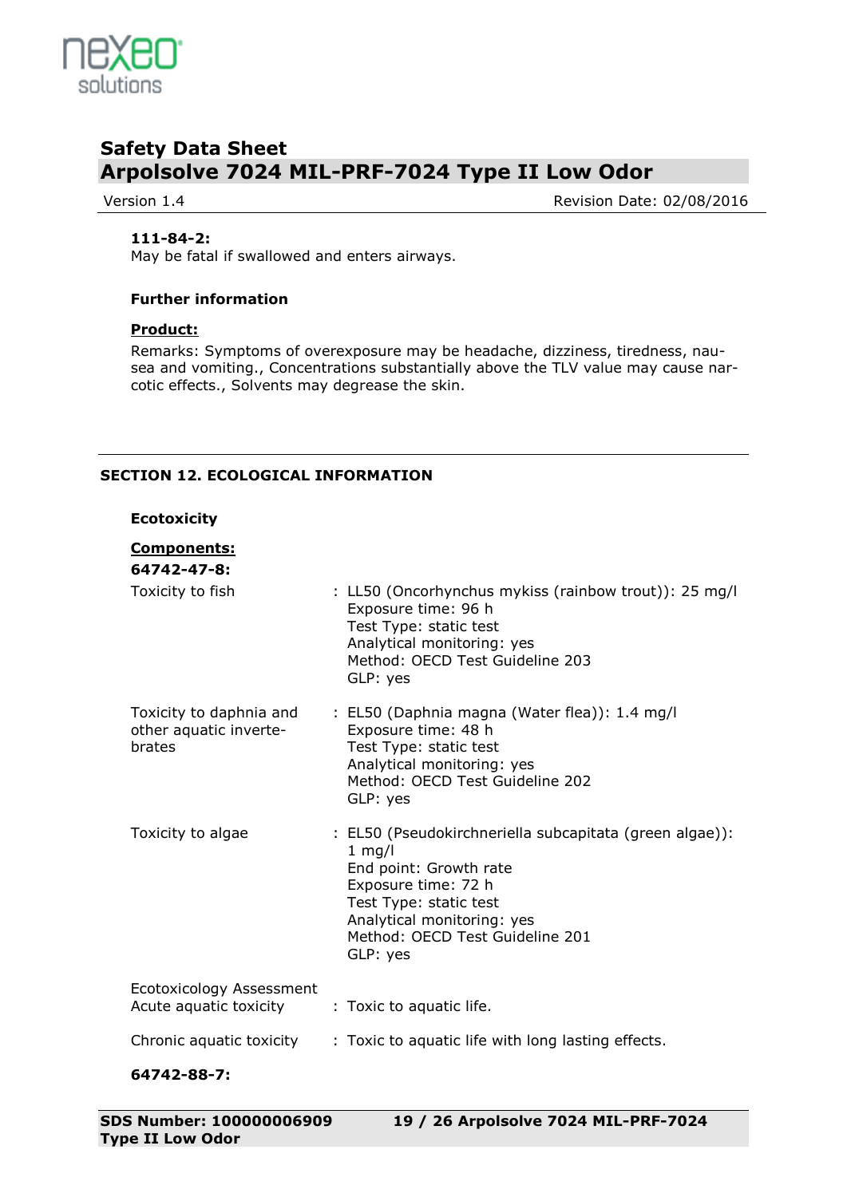**111-84-2:**
May be fatal if swallowed and enters airways.

**Further information**

**Product:**

Remarks: Symptoms of overexposure may be headache, dizziness, tiredness, nausea and vomiting., Concentrations substantially above the TLV value may cause narcotic effects., Solvents may degrease the skin.

## SECTION 12. ECOLOGICAL INFORMATION

**Ecotoxicity**

**Components:**

**64742-47-8:**

Toxicity to fish : LL50 (Oncorhynchus mykiss (rainbow trout)): 25 mg/l
Exposure time: 96 h
Test Type: static test
Analytical monitoring: yes
Method: OECD Test Guideline 203
GLP: yes

Toxicity to daphnia and other aquatic invertebrates : EL50 (Daphnia magna (Water flea)): 1.4 mg/l
Exposure time: 48 h
Test Type: static test
Analytical monitoring: yes
Method: OECD Test Guideline 202
GLP: yes

Toxicity to algae : EL50 (Pseudokirchneriella subcapitata (green algae)): 1 mg/l
End point: Growth rate
Exposure time: 72 h
Test Type: static test
Analytical monitoring: yes
Method: OECD Test Guideline 201
GLP: yes

Ecotoxicology Assessment
Acute aquatic toxicity : Toxic to aquatic life.

Chronic aquatic toxicity : Toxic to aquatic life with long lasting effects.

**64742-88-7:**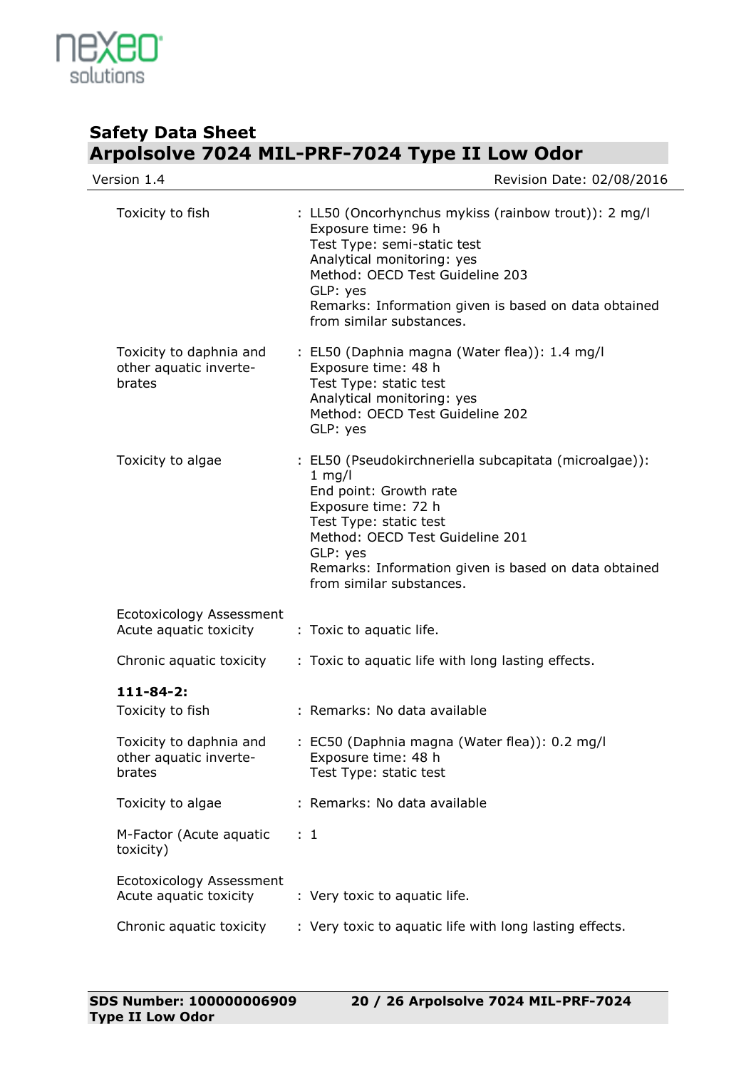| | |
|---|---|
| Toxicity to fish | : LL50 (Oncorhynchus mykiss (rainbow trout)): 2 mg/l<br>Exposure time: 96 h<br>Test Type: semi-static test<br>Analytical monitoring: yes<br>Method: OECD Test Guideline 203<br>GLP: yes<br>Remarks: Information given is based on data obtained from similar substances. |
| Toxicity to daphnia and other aquatic invertebrates | : EL50 (Daphnia magna (Water flea)): 1.4 mg/l<br>Exposure time: 48 h<br>Test Type: static test<br>Analytical monitoring: yes<br>Method: OECD Test Guideline 202<br>GLP: yes |
| Toxicity to algae | : EL50 (Pseudokirchneriella subcapitata (microalgae)): 1 mg/l<br>End point: Growth rate<br>Exposure time: 72 h<br>Test Type: static test<br>Method: OECD Test Guideline 201<br>GLP: yes<br>Remarks: Information given is based on data obtained from similar substances. |
| Ecotoxicology Assessment<br>Acute aquatic toxicity | : Toxic to aquatic life. |
| Chronic aquatic toxicity | : Toxic to aquatic life with long lasting effects. |

**111-84-2:**

| | |
|---|---|
| Toxicity to fish | : Remarks: No data available |
| Toxicity to daphnia and other aquatic invertebrates | : EC50 (Daphnia magna (Water flea)): 0.2 mg/l<br>Exposure time: 48 h<br>Test Type: static test |
| Toxicity to algae | : Remarks: No data available |
| M-Factor (Acute aquatic toxicity) | : 1 |
| Ecotoxicology Assessment<br>Acute aquatic toxicity | : Very toxic to aquatic life. |
| Chronic aquatic toxicity | : Very toxic to aquatic life with long lasting effects. |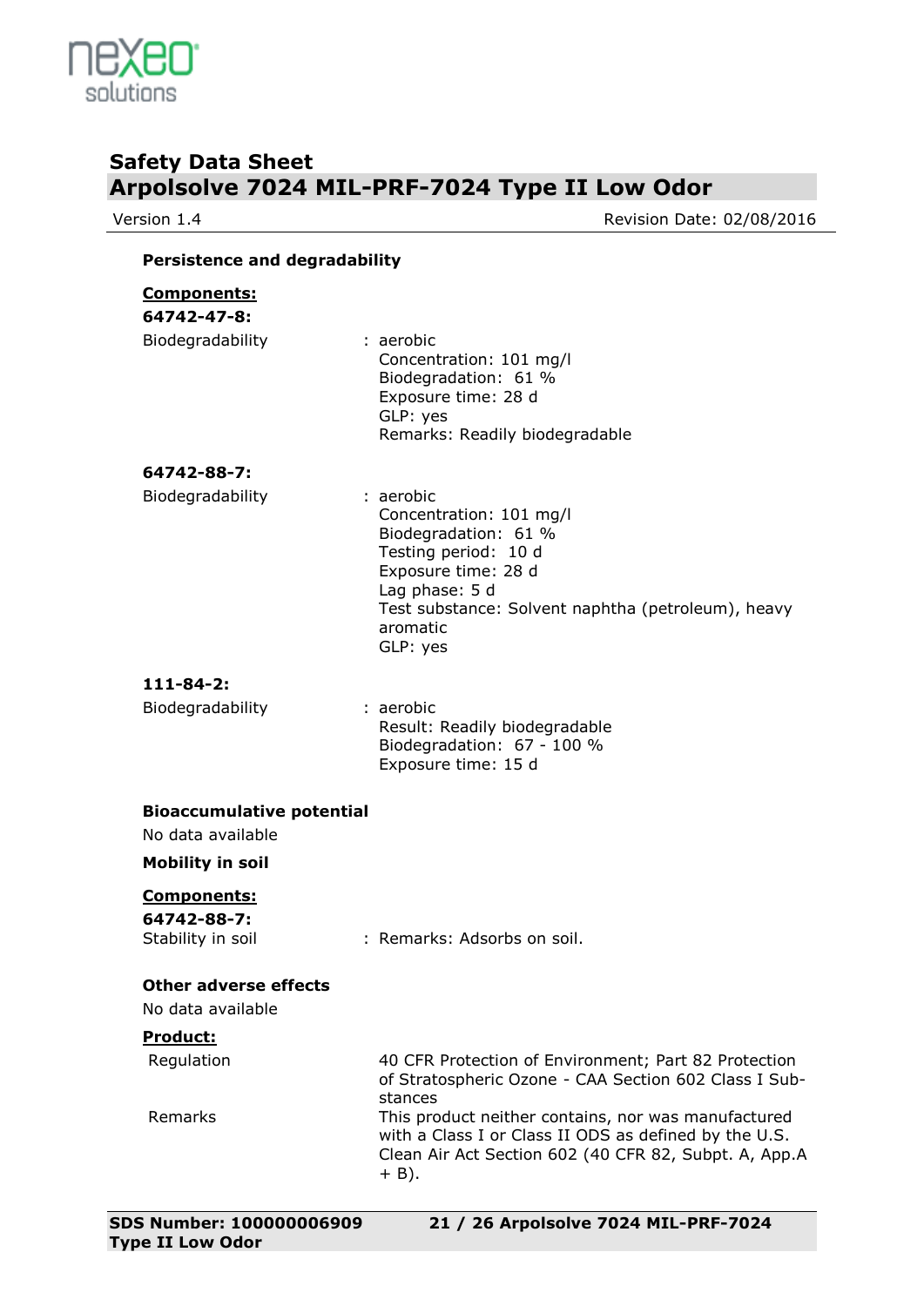**Persistence and degradability**

**Components:**

**64742-47-8:**

Biodegradability : aerobic
Concentration: 101 mg/l
Biodegradation: 61 %
Exposure time: 28 d
GLP: yes
Remarks: Readily biodegradable

**64742-88-7:**

Biodegradability : aerobic
Concentration: 101 mg/l
Biodegradation: 61 %
Testing period: 10 d
Exposure time: 28 d
Lag phase: 5 d
Test substance: Solvent naphtha (petroleum), heavy aromatic
GLP: yes

**111-84-2:**

Biodegradability : aerobic
Result: Readily biodegradable
Biodegradation: 67 - 100 %
Exposure time: 15 d

**Bioaccumulative potential**

No data available

**Mobility in soil**

**Components:**

**64742-88-7:**

Stability in soil : Remarks: Adsorbs on soil.

**Other adverse effects**

No data available

**Product:**

Regulation: 40 CFR Protection of Environment; Part 82 Protection of Stratospheric Ozone - CAA Section 602 Class I Substances

Remarks: This product neither contains, nor was manufactured with a Class I or Class II ODS as defined by the U.S. Clean Air Act Section 602 (40 CFR 82, Subpt. A, App.A + B).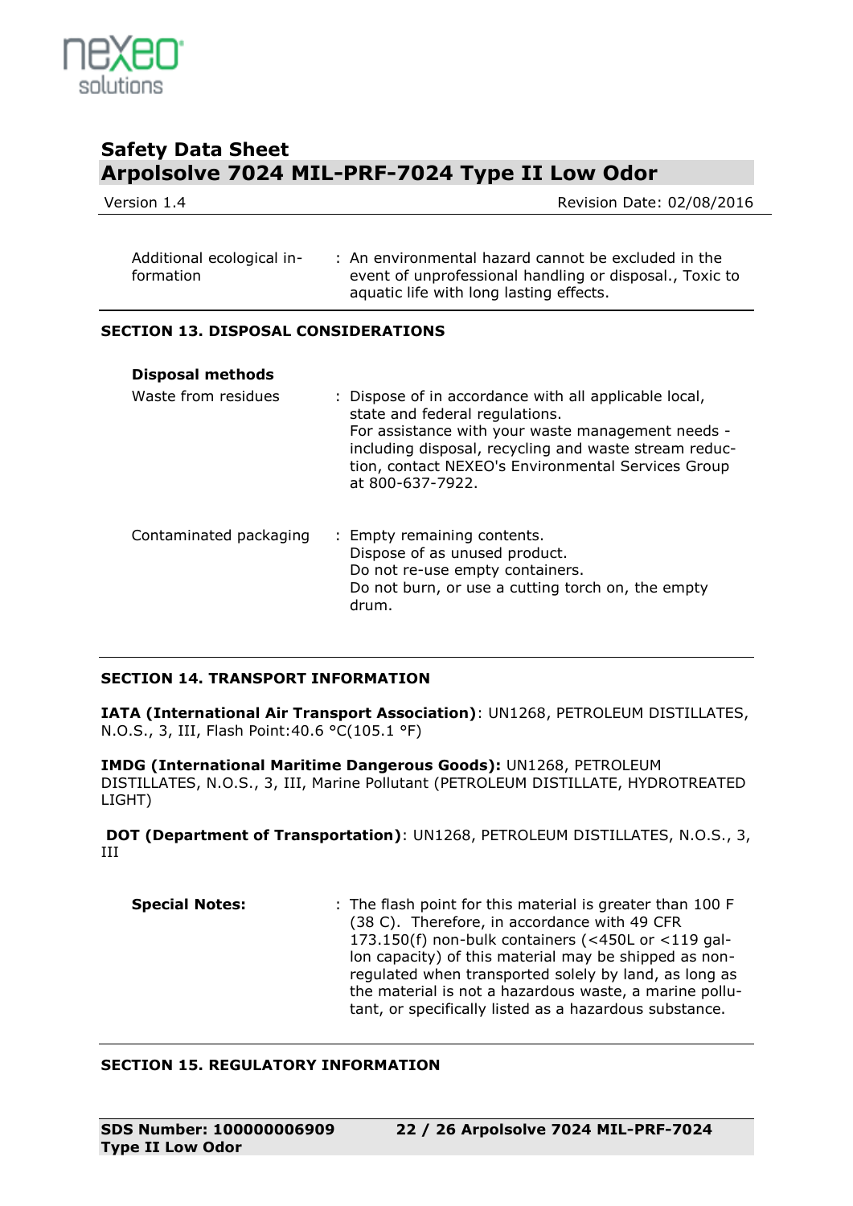| | |
|---|---|
| Additional ecological information | : An environmental hazard cannot be excluded in the event of unprofessional handling or disposal., Toxic to aquatic life with long lasting effects. |

## SECTION 13. DISPOSAL CONSIDERATIONS

**Disposal methods**

| | |
|---|---|
| Waste from residues | : Dispose of in accordance with all applicable local, state and federal regulations. For assistance with your waste management needs - including disposal, recycling and waste stream reduction, contact NEXEO's Environmental Services Group at 800-637-7922. |
| Contaminated packaging | : Empty remaining contents. Dispose of as unused product. Do not re-use empty containers. Do not burn, or use a cutting torch on, the empty drum. |

## SECTION 14. TRANSPORT INFORMATION

**IATA (International Air Transport Association)**: UN1268, PETROLEUM DISTILLATES, N.O.S., 3, III, Flash Point:40.6 °C(105.1 °F)

**IMDG (International Maritime Dangerous Goods):** UN1268, PETROLEUM DISTILLATES, N.O.S., 3, III, Marine Pollutant (PETROLEUM DISTILLATE, HYDROTREATED LIGHT)

**DOT (Department of Transportation)**: UN1268, PETROLEUM DISTILLATES, N.O.S., 3, III

| | |
|---|---|
| **Special Notes:** | : The flash point for this material is greater than 100 F (38 C). Therefore, in accordance with 49 CFR 173.150(f) non-bulk containers (<450L or <119 gallon capacity) of this material may be shipped as non-regulated when transported solely by land, as long as the material is not a hazardous waste, a marine pollutant, or specifically listed as a hazardous substance. |

## SECTION 15. REGULATORY INFORMATION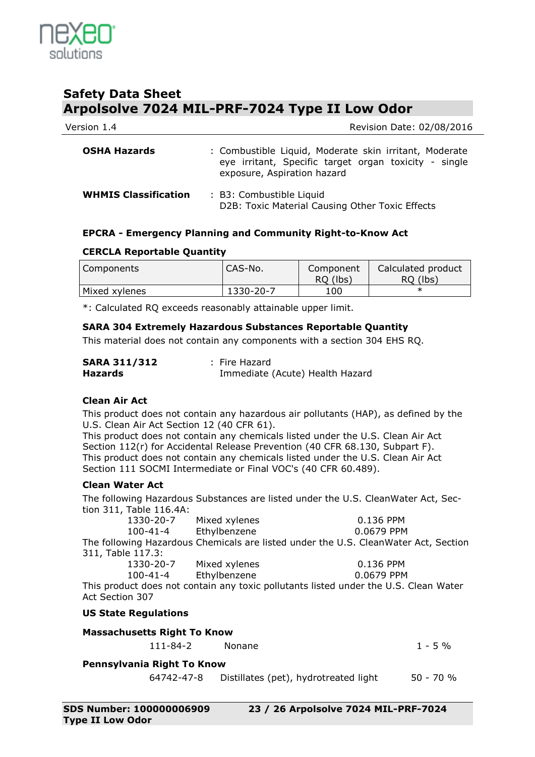**OSHA Hazards** : Combustible Liquid, Moderate skin irritant, Moderate eye irritant, Specific target organ toxicity - single exposure, Aspiration hazard

**WHMIS Classification** : B3: Combustible Liquid
D2B: Toxic Material Causing Other Toxic Effects

### EPCRA - Emergency Planning and Community Right-to-Know Act

**CERCLA Reportable Quantity**

| Components | CAS-No. | Component RQ (lbs) | Calculated product RQ (lbs) |
|---|---|---|---|
| Mixed xylenes | 1330-20-7 | 100 | * |

*: Calculated RQ exceeds reasonably attainable upper limit.

**SARA 304 Extremely Hazardous Substances Reportable Quantity**

This material does not contain any components with a section 304 EHS RQ.

**SARA 311/312 Hazards** : Fire Hazard
Immediate (Acute) Health Hazard

**Clean Air Act**

This product does not contain any hazardous air pollutants (HAP), as defined by the U.S. Clean Air Act Section 12 (40 CFR 61).
This product does not contain any chemicals listed under the U.S. Clean Air Act Section 112(r) for Accidental Release Prevention (40 CFR 68.130, Subpart F).
This product does not contain any chemicals listed under the U.S. Clean Air Act Section 111 SOCMI Intermediate or Final VOC's (40 CFR 60.489).

**Clean Water Act**

The following Hazardous Substances are listed under the U.S. CleanWater Act, Section 311, Table 116.4A:

| | | |
|---|---|---|
| 1330-20-7 | Mixed xylenes | 0.136 PPM |
| 100-41-4 | Ethylbenzene | 0.0679 PPM |

The following Hazardous Chemicals are listed under the U.S. CleanWater Act, Section 311, Table 117.3:

| | | |
|---|---|---|
| 1330-20-7 | Mixed xylenes | 0.136 PPM |
| 100-41-4 | Ethylbenzene | 0.0679 PPM |

This product does not contain any toxic pollutants listed under the U.S. Clean Water Act Section 307

**US State Regulations**

**Massachusetts Right To Know**

| | | |
|---|---|---|
| 111-84-2 | Nonane | 1 - 5 % |

**Pennsylvania Right To Know**

| | | |
|---|---|---|
| 64742-47-8 | Distillates (pet), hydrotreated light | 50 - 70 % |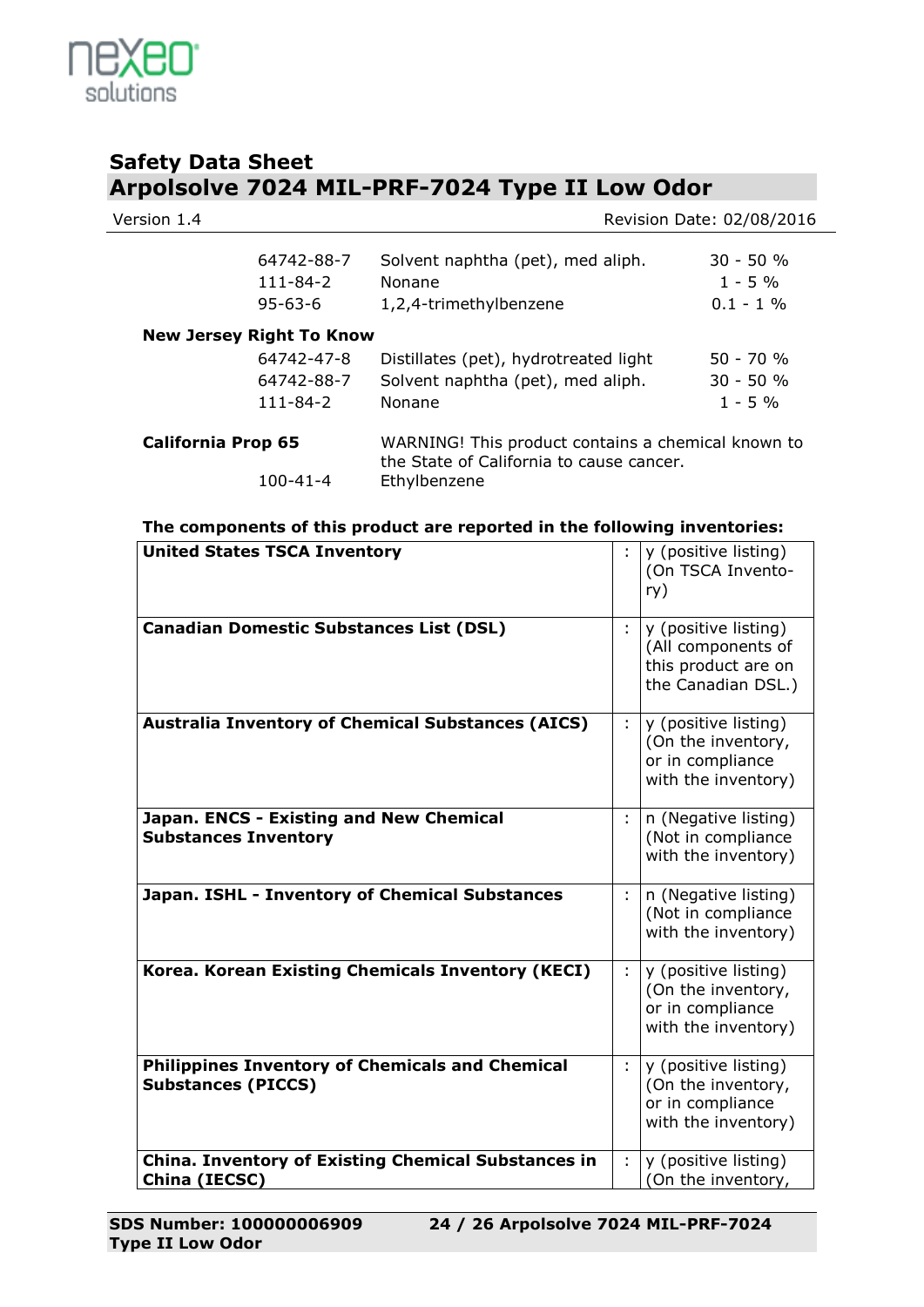| | | |
|---|---|---|
| 64742-88-7 | Solvent naphtha (pet), med aliph. | 30 - 50 % |
| 111-84-2 | Nonane | 1 - 5 % |
| 95-63-6 | 1,2,4-trimethylbenzene | 0.1 - 1 % |

**New Jersey Right To Know**

| | | |
|---|---|---|
| 64742-47-8 | Distillates (pet), hydrotreated light | 50 - 70 % |
| 64742-88-7 | Solvent naphtha (pet), med aliph. | 30 - 50 % |
| 111-84-2 | Nonane | 1 - 5 % |

**California Prop 65** WARNING! This product contains a chemical known to the State of California to cause cancer.

100-41-4 Ethylbenzene

**The components of this product are reported in the following inventories:**

| Inventory | | Status |
|---|---|---|
| **United States TSCA Inventory** | : | y (positive listing) (On TSCA Inventory) |
| **Canadian Domestic Substances List (DSL)** | : | y (positive listing) (All components of this product are on the Canadian DSL.) |
| **Australia Inventory of Chemical Substances (AICS)** | : | y (positive listing) (On the inventory, or in compliance with the inventory) |
| **Japan. ENCS - Existing and New Chemical Substances Inventory** | : | n (Negative listing) (Not in compliance with the inventory) |
| **Japan. ISHL - Inventory of Chemical Substances** | : | n (Negative listing) (Not in compliance with the inventory) |
| **Korea. Korean Existing Chemicals Inventory (KECI)** | : | y (positive listing) (On the inventory, or in compliance with the inventory) |
| **Philippines Inventory of Chemicals and Chemical Substances (PICCS)** | : | y (positive listing) (On the inventory, or in compliance with the inventory) |
| **China. Inventory of Existing Chemical Substances in China (IECSC)** | : | y (positive listing) (On the inventory, |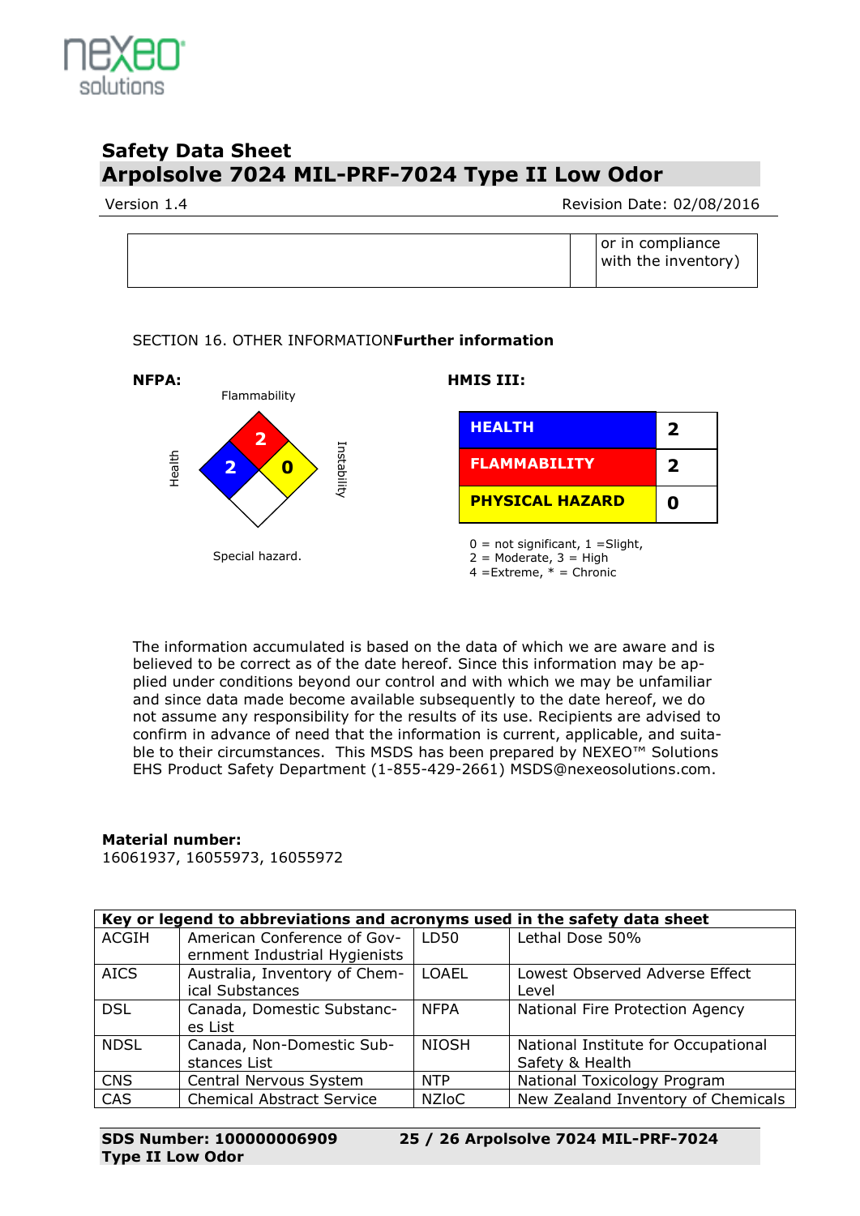| | | or in compliance with the inventory) |
|---|---|---|

SECTION 16. OTHER INFORMATION**Further information**

**NFPA:**

Flammability: 2
Health: 2
Instability: 0
Special hazard.

**HMIS III:**

| | |
|---|---|
| **HEALTH** | **2** |
| **FLAMMABILITY** | **2** |
| **PHYSICAL HAZARD** | **0** |

0 = not significant, 1 =Slight,
2 = Moderate, 3 = High
4 =Extreme, * = Chronic

The information accumulated is based on the data of which we are aware and is believed to be correct as of the date hereof. Since this information may be applied under conditions beyond our control and with which we may be unfamiliar and since data made become available subsequently to the date hereof, we do not assume any responsibility for the results of its use. Recipients are advised to confirm in advance of need that the information is current, applicable, and suitable to their circumstances. This MSDS has been prepared by NEXEO™ Solutions EHS Product Safety Department (1-855-429-2661) MSDS@nexeosolutions.com.

**Material number:**
16061937, 16055973, 16055972

| **Key or legend to abbreviations and acronyms used in the safety data sheet** | | | |
|---|---|---|---|
| ACGIH | American Conference of Governmental Industrial Hygienists | LD50 | Lethal Dose 50% |
| AICS | Australia, Inventory of Chemical Substances | LOAEL | Lowest Observed Adverse Effect Level |
| DSL | Canada, Domestic Substances List | NFPA | National Fire Protection Agency |
| NDSL | Canada, Non-Domestic Substances List | NIOSH | National Institute for Occupational Safety & Health |
| CNS | Central Nervous System | NTP | National Toxicology Program |
| CAS | Chemical Abstract Service | NZIoC | New Zealand Inventory of Chemicals |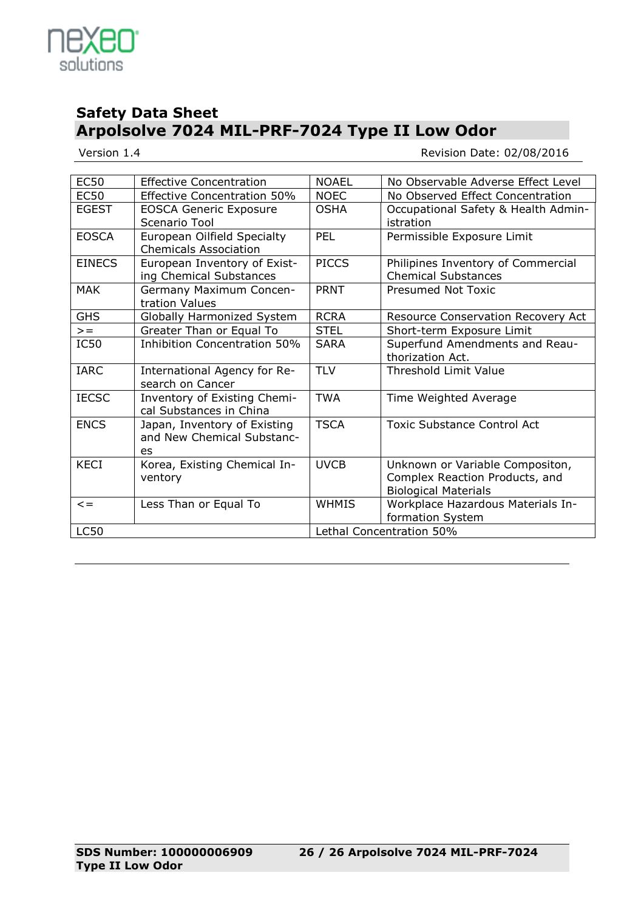| | | | |
|---|---|---|---|
| EC50 | Effective Concentration | NOAEL | No Observable Adverse Effect Level |
| EC50 | Effective Concentration 50% | NOEC | No Observed Effect Concentration |
| EGEST | EOSCA Generic Exposure Scenario Tool | OSHA | Occupational Safety & Health Administration |
| EOSCA | European Oilfield Specialty Chemicals Association | PEL | Permissible Exposure Limit |
| EINECS | European Inventory of Existing Chemical Substances | PICCS | Philipines Inventory of Commercial Chemical Substances |
| MAK | Germany Maximum Concentration Values | PRNT | Presumed Not Toxic |
| GHS | Globally Harmonized System | RCRA | Resource Conservation Recovery Act |
| >= | Greater Than or Equal To | STEL | Short-term Exposure Limit |
| IC50 | Inhibition Concentration 50% | SARA | Superfund Amendments and Reauthorization Act. |
| IARC | International Agency for Research on Cancer | TLV | Threshold Limit Value |
| IECSC | Inventory of Existing Chemical Substances in China | TWA | Time Weighted Average |
| ENCS | Japan, Inventory of Existing and New Chemical Substances | TSCA | Toxic Substance Control Act |
| KECI | Korea, Existing Chemical Inventory | UVCB | Unknown or Variable Compositon, Complex Reaction Products, and Biological Materials |
| <= | Less Than or Equal To | WHMIS | Workplace Hazardous Materials Information System |
| LC50 | | Lethal Concentration 50% | |